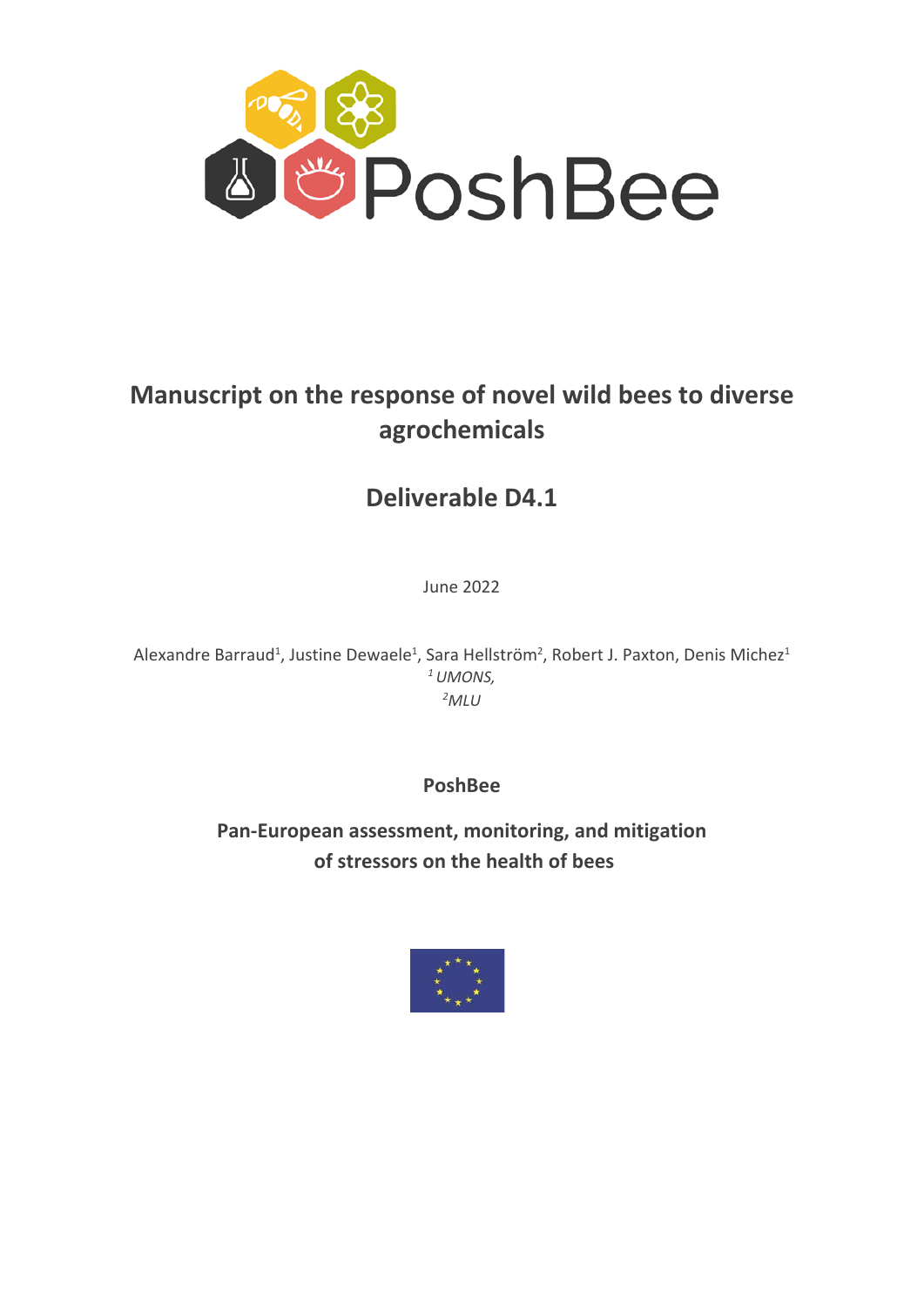PoshBee

# Manuscript on the response of novel wild bees to diverse agrochemicals

## Deliverable D4.1

June 2022

Alexandre Barraud[1], Justine Dewaele[1], Sara Hellström[2], Robert J. Paxton, Denis Michez[1]

[1] *UMONS,*

[2] *MLU*

**PoshBee**

**Pan-European assessment, monitoring, and mitigation of stressors on the health of bees**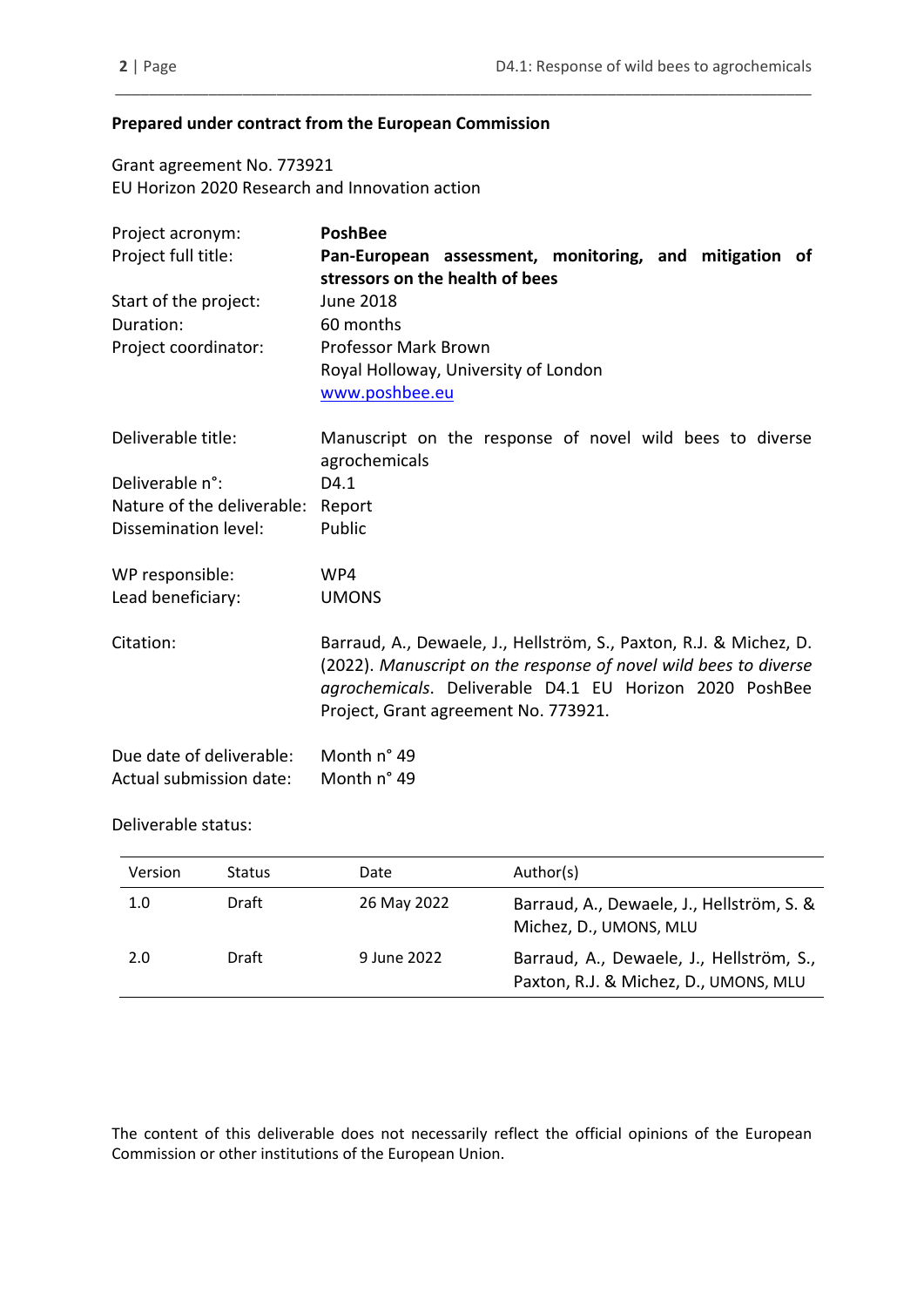**Prepared under contract from the European Commission**

Grant agreement No. 773921
EU Horizon 2020 Research and Innovation action

| | |
|---|---|
| Project acronym: | **PoshBee** |
| Project full title: | **Pan-European assessment, monitoring, and mitigation of stressors on the health of bees** |
| Start of the project: | June 2018 |
| Duration: | 60 months |
| Project coordinator: | Professor Mark Brown<br>Royal Holloway, University of London<br>www.poshbee.eu |
| Deliverable title: | Manuscript on the response of novel wild bees to diverse agrochemicals |
| Deliverable n°: | D4.1 |
| Nature of the deliverable: | Report |
| Dissemination level: | Public |
| WP responsible: | WP4 |
| Lead beneficiary: | UMONS |
| Citation: | Barraud, A., Dewaele, J., Hellström, S., Paxton, R.J. & Michez, D. (2022). *Manuscript on the response of novel wild bees to diverse agrochemicals*. Deliverable D4.1 EU Horizon 2020 PoshBee Project, Grant agreement No. 773921. |
| Due date of deliverable: | Month n° 49 |
| Actual submission date: | Month n° 49 |

Deliverable status:

| Version | Status | Date | Author(s) |
|---|---|---|---|
| 1.0 | Draft | 26 May 2022 | Barraud, A., Dewaele, J., Hellström, S. & Michez, D., UMONS, MLU |
| 2.0 | Draft | 9 June 2022 | Barraud, A., Dewaele, J., Hellström, S., Paxton, R.J. & Michez, D., UMONS, MLU |

The content of this deliverable does not necessarily reflect the official opinions of the European Commission or other institutions of the European Union.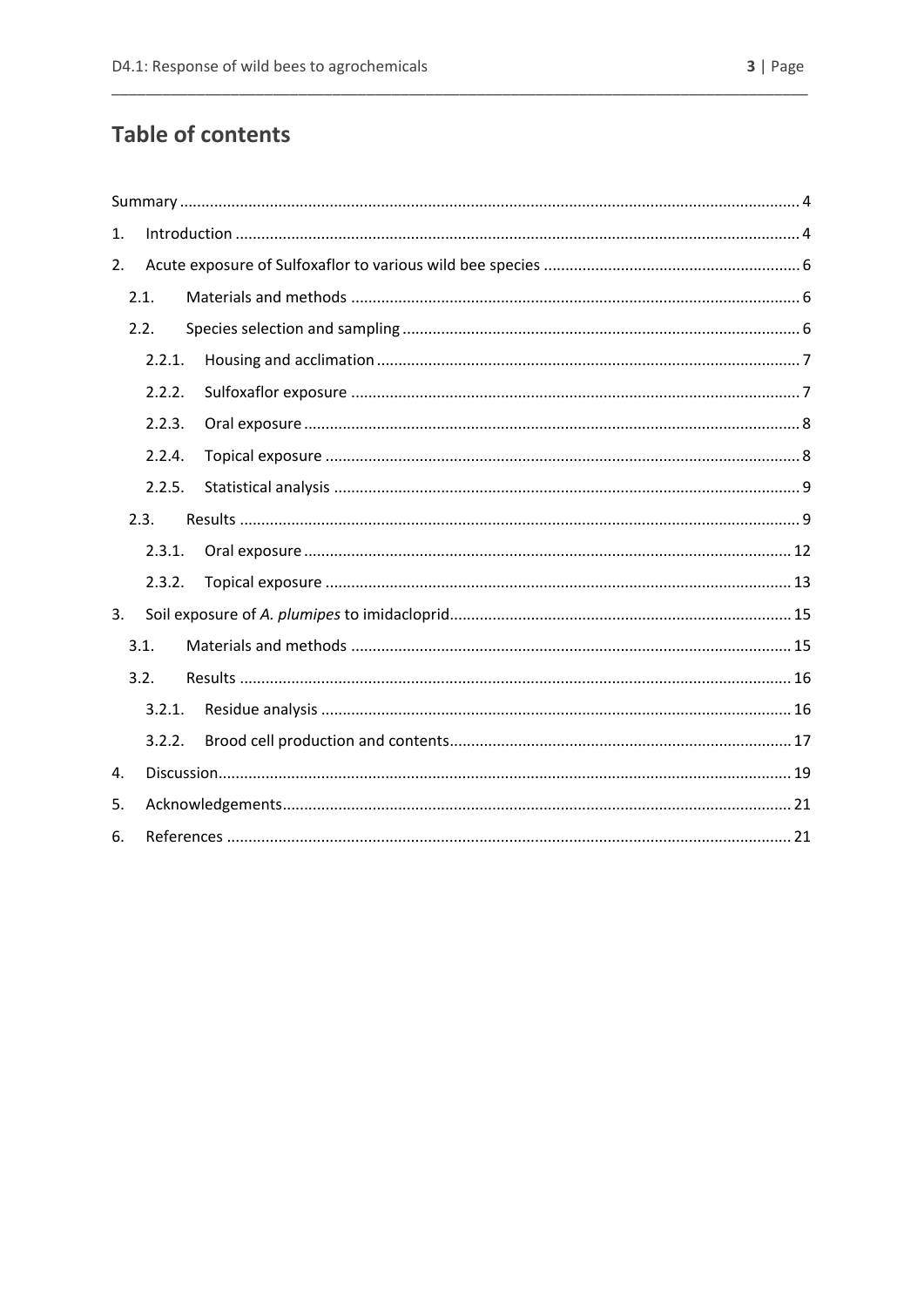# Table of contents

Summary ... 4

1. Introduction ... 4
2. Acute exposure of Sulfoxaflor to various wild bee species ... 6
   - 2.1. Materials and methods ... 6
   - 2.2. Species selection and sampling ... 6
     - 2.2.1. Housing and acclimation ... 7
     - 2.2.2. Sulfoxaflor exposure ... 7
     - 2.2.3. Oral exposure ... 8
     - 2.2.4. Topical exposure ... 8
     - 2.2.5. Statistical analysis ... 9
   - 2.3. Results ... 9
     - 2.3.1. Oral exposure ... 12
     - 2.3.2. Topical exposure ... 13
3. Soil exposure of *A. plumipes* to imidacloprid ... 15
   - 3.1. Materials and methods ... 15
   - 3.2. Results ... 16
     - 3.2.1. Residue analysis ... 16
     - 3.2.2. Brood cell production and contents ... 17
4. Discussion ... 19
5. Acknowledgements ... 21
6. References ... 21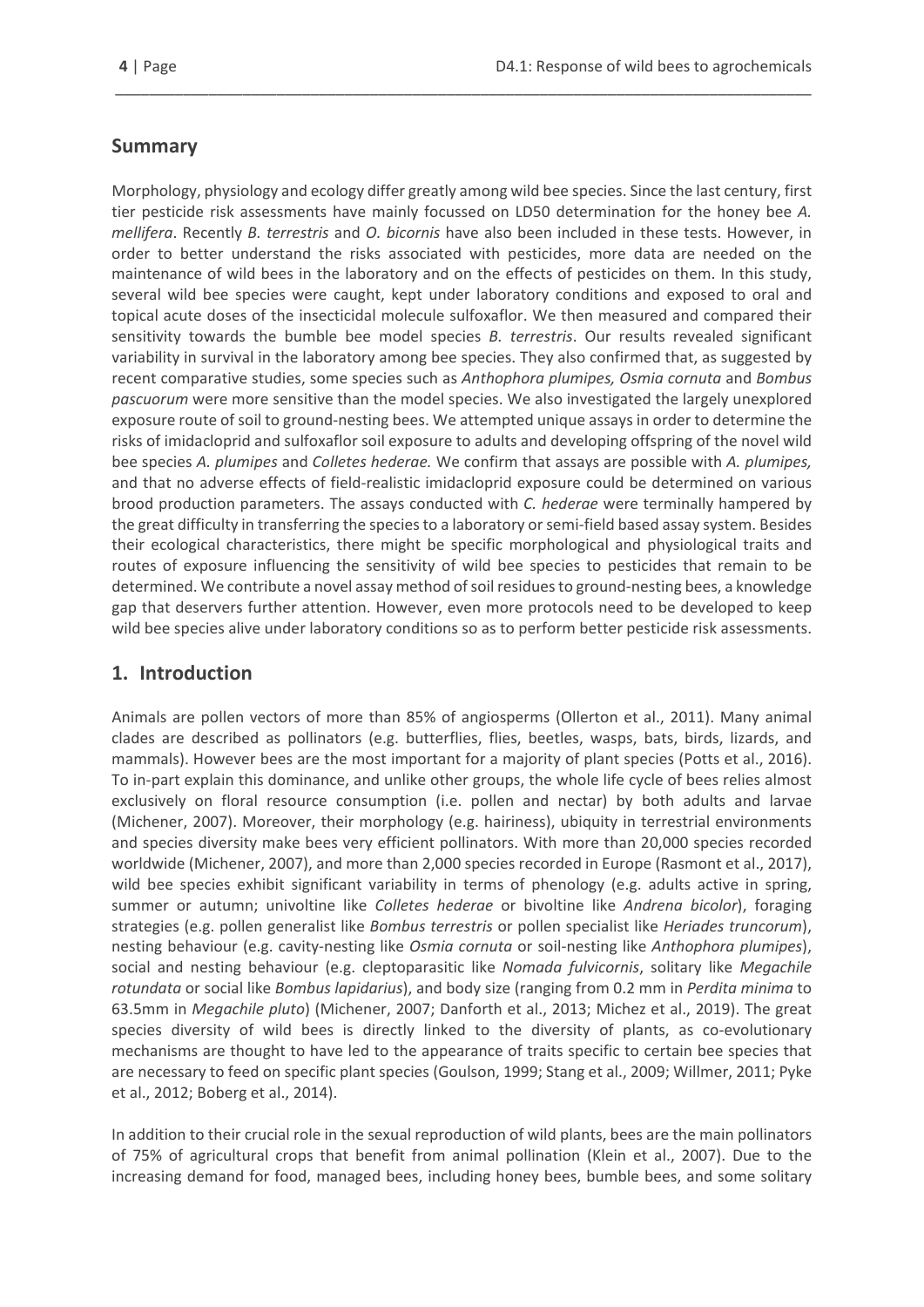## Summary

Morphology, physiology and ecology differ greatly among wild bee species. Since the last century, first tier pesticide risk assessments have mainly focussed on LD50 determination for the honey bee *A. mellifera*. Recently *B. terrestris* and *O. bicornis* have also been included in these tests. However, in order to better understand the risks associated with pesticides, more data are needed on the maintenance of wild bees in the laboratory and on the effects of pesticides on them. In this study, several wild bee species were caught, kept under laboratory conditions and exposed to oral and topical acute doses of the insecticidal molecule sulfoxaflor. We then measured and compared their sensitivity towards the bumble bee model species *B. terrestris*. Our results revealed significant variability in survival in the laboratory among bee species. They also confirmed that, as suggested by recent comparative studies, some species such as *Anthophora plumipes, Osmia cornuta* and *Bombus pascuorum* were more sensitive than the model species. We also investigated the largely unexplored exposure route of soil to ground-nesting bees. We attempted unique assays in order to determine the risks of imidacloprid and sulfoxaflor soil exposure to adults and developing offspring of the novel wild bee species *A. plumipes* and *Colletes hederae.* We confirm that assays are possible with *A. plumipes,* and that no adverse effects of field-realistic imidacloprid exposure could be determined on various brood production parameters. The assays conducted with *C. hederae* were terminally hampered by the great difficulty in transferring the species to a laboratory or semi-field based assay system. Besides their ecological characteristics, there might be specific morphological and physiological traits and routes of exposure influencing the sensitivity of wild bee species to pesticides that remain to be determined. We contribute a novel assay method of soil residues to ground-nesting bees, a knowledge gap that deservers further attention. However, even more protocols need to be developed to keep wild bee species alive under laboratory conditions so as to perform better pesticide risk assessments.

## 1. Introduction

Animals are pollen vectors of more than 85% of angiosperms (Ollerton et al., 2011). Many animal clades are described as pollinators (e.g. butterflies, flies, beetles, wasps, bats, birds, lizards, and mammals). However bees are the most important for a majority of plant species (Potts et al., 2016). To in-part explain this dominance, and unlike other groups, the whole life cycle of bees relies almost exclusively on floral resource consumption (i.e. pollen and nectar) by both adults and larvae (Michener, 2007). Moreover, their morphology (e.g. hairiness), ubiquity in terrestrial environments and species diversity make bees very efficient pollinators. With more than 20,000 species recorded worldwide (Michener, 2007), and more than 2,000 species recorded in Europe (Rasmont et al., 2017), wild bee species exhibit significant variability in terms of phenology (e.g. adults active in spring, summer or autumn; univoltine like *Colletes hederae* or bivoltine like *Andrena bicolor*), foraging strategies (e.g. pollen generalist like *Bombus terrestris* or pollen specialist like *Heriades truncorum*), nesting behaviour (e.g. cavity-nesting like *Osmia cornuta* or soil-nesting like *Anthophora plumipes*), social and nesting behaviour (e.g. cleptoparasitic like *Nomada fulvicornis*, solitary like *Megachile rotundata* or social like *Bombus lapidarius*), and body size (ranging from 0.2 mm in *Perdita minima* to 63.5mm in *Megachile pluto*) (Michener, 2007; Danforth et al., 2013; Michez et al., 2019). The great species diversity of wild bees is directly linked to the diversity of plants, as co-evolutionary mechanisms are thought to have led to the appearance of traits specific to certain bee species that are necessary to feed on specific plant species (Goulson, 1999; Stang et al., 2009; Willmer, 2011; Pyke et al., 2012; Boberg et al., 2014).

In addition to their crucial role in the sexual reproduction of wild plants, bees are the main pollinators of 75% of agricultural crops that benefit from animal pollination (Klein et al., 2007). Due to the increasing demand for food, managed bees, including honey bees, bumble bees, and some solitary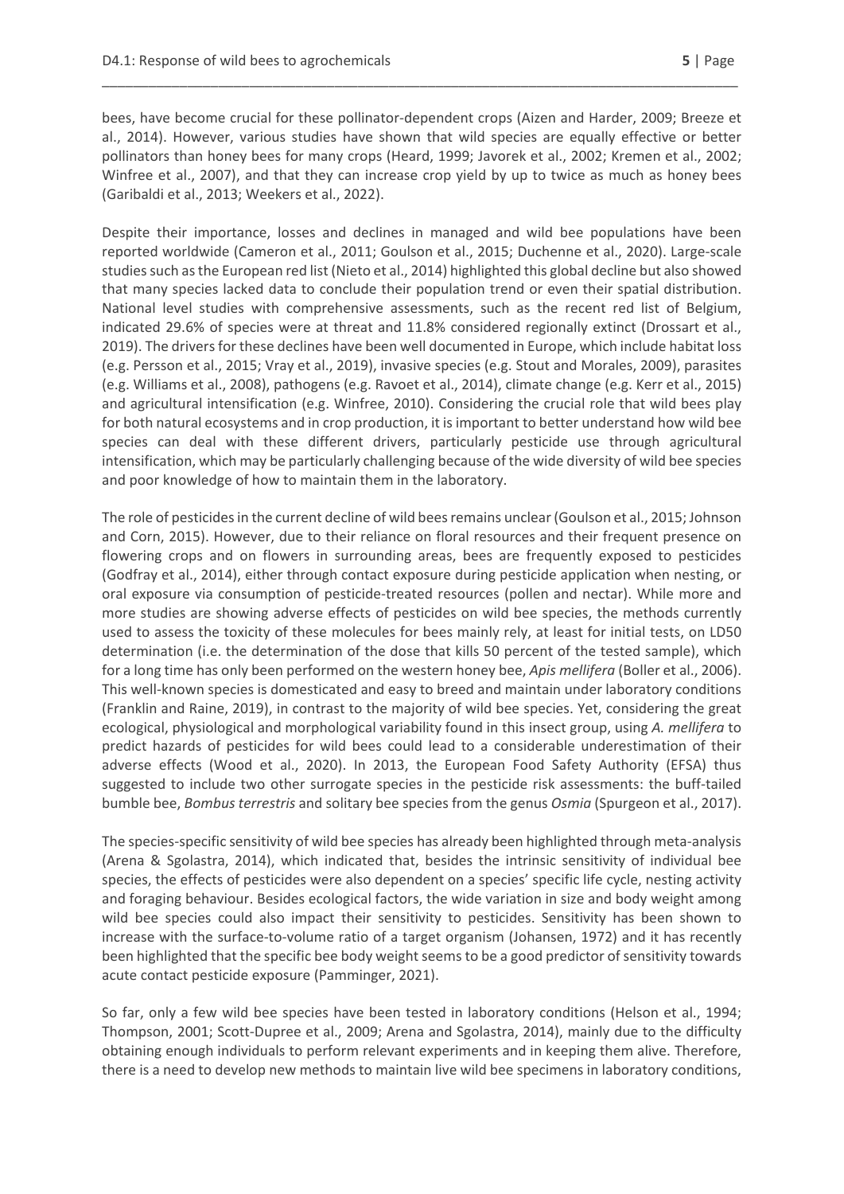bees, have become crucial for these pollinator-dependent crops (Aizen and Harder, 2009; Breeze et al., 2014). However, various studies have shown that wild species are equally effective or better pollinators than honey bees for many crops (Heard, 1999; Javorek et al., 2002; Kremen et al., 2002; Winfree et al., 2007), and that they can increase crop yield by up to twice as much as honey bees (Garibaldi et al., 2013; Weekers et al., 2022).

Despite their importance, losses and declines in managed and wild bee populations have been reported worldwide (Cameron et al., 2011; Goulson et al., 2015; Duchenne et al., 2020). Large-scale studies such as the European red list (Nieto et al., 2014) highlighted this global decline but also showed that many species lacked data to conclude their population trend or even their spatial distribution. National level studies with comprehensive assessments, such as the recent red list of Belgium, indicated 29.6% of species were at threat and 11.8% considered regionally extinct (Drossart et al., 2019). The drivers for these declines have been well documented in Europe, which include habitat loss (e.g. Persson et al., 2015; Vray et al., 2019), invasive species (e.g. Stout and Morales, 2009), parasites (e.g. Williams et al., 2008), pathogens (e.g. Ravoet et al., 2014), climate change (e.g. Kerr et al., 2015) and agricultural intensification (e.g. Winfree, 2010). Considering the crucial role that wild bees play for both natural ecosystems and in crop production, it is important to better understand how wild bee species can deal with these different drivers, particularly pesticide use through agricultural intensification, which may be particularly challenging because of the wide diversity of wild bee species and poor knowledge of how to maintain them in the laboratory.

The role of pesticides in the current decline of wild bees remains unclear (Goulson et al., 2015; Johnson and Corn, 2015). However, due to their reliance on floral resources and their frequent presence on flowering crops and on flowers in surrounding areas, bees are frequently exposed to pesticides (Godfray et al., 2014), either through contact exposure during pesticide application when nesting, or oral exposure via consumption of pesticide-treated resources (pollen and nectar). While more and more studies are showing adverse effects of pesticides on wild bee species, the methods currently used to assess the toxicity of these molecules for bees mainly rely, at least for initial tests, on LD50 determination (i.e. the determination of the dose that kills 50 percent of the tested sample), which for a long time has only been performed on the western honey bee, *Apis mellifera* (Boller et al., 2006). This well-known species is domesticated and easy to breed and maintain under laboratory conditions (Franklin and Raine, 2019), in contrast to the majority of wild bee species. Yet, considering the great ecological, physiological and morphological variability found in this insect group, using *A. mellifera* to predict hazards of pesticides for wild bees could lead to a considerable underestimation of their adverse effects (Wood et al., 2020). In 2013, the European Food Safety Authority (EFSA) thus suggested to include two other surrogate species in the pesticide risk assessments: the buff-tailed bumble bee, *Bombus terrestris* and solitary bee species from the genus *Osmia* (Spurgeon et al., 2017).

The species-specific sensitivity of wild bee species has already been highlighted through meta-analysis (Arena & Sgolastra, 2014), which indicated that, besides the intrinsic sensitivity of individual bee species, the effects of pesticides were also dependent on a species' specific life cycle, nesting activity and foraging behaviour. Besides ecological factors, the wide variation in size and body weight among wild bee species could also impact their sensitivity to pesticides. Sensitivity has been shown to increase with the surface-to-volume ratio of a target organism (Johansen, 1972) and it has recently been highlighted that the specific bee body weight seems to be a good predictor of sensitivity towards acute contact pesticide exposure (Pamminger, 2021).

So far, only a few wild bee species have been tested in laboratory conditions (Helson et al., 1994; Thompson, 2001; Scott-Dupree et al., 2009; Arena and Sgolastra, 2014), mainly due to the difficulty obtaining enough individuals to perform relevant experiments and in keeping them alive. Therefore, there is a need to develop new methods to maintain live wild bee specimens in laboratory conditions,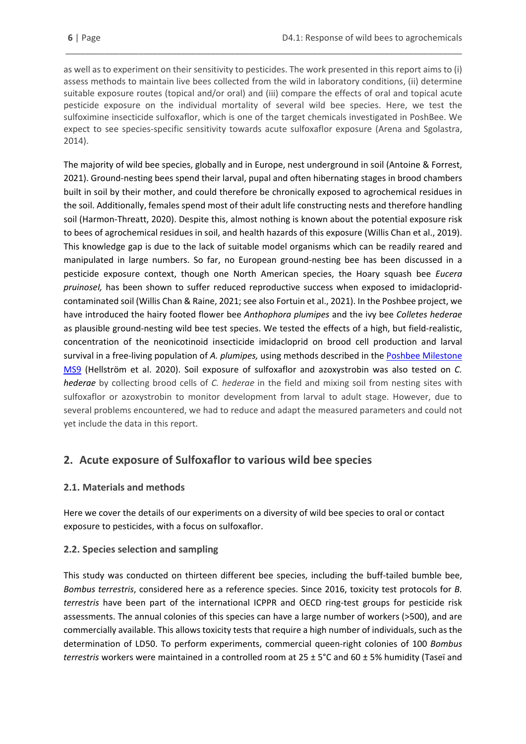as well as to experiment on their sensitivity to pesticides. The work presented in this report aims to (i) assess methods to maintain live bees collected from the wild in laboratory conditions, (ii) determine suitable exposure routes (topical and/or oral) and (iii) compare the effects of oral and topical acute pesticide exposure on the individual mortality of several wild bee species. Here, we test the sulfoximine insecticide sulfoxaflor, which is one of the target chemicals investigated in PoshBee. We expect to see species-specific sensitivity towards acute sulfoxaflor exposure (Arena and Sgolastra, 2014).

The majority of wild bee species, globally and in Europe, nest underground in soil (Antoine & Forrest, 2021). Ground-nesting bees spend their larval, pupal and often hibernating stages in brood chambers built in soil by their mother, and could therefore be chronically exposed to agrochemical residues in the soil. Additionally, females spend most of their adult life constructing nests and therefore handling soil (Harmon-Threatt, 2020). Despite this, almost nothing is known about the potential exposure risk to bees of agrochemical residues in soil, and health hazards of this exposure (Willis Chan et al., 2019). This knowledge gap is due to the lack of suitable model organisms which can be readily reared and manipulated in large numbers. So far, no European ground-nesting bee has been discussed in a pesticide exposure context, though one North American species, the Hoary squash bee *Eucera pruinoseI,* has been shown to suffer reduced reproductive success when exposed to imidacloprid-contaminated soil (Willis Chan & Raine, 2021; see also Fortuin et al., 2021). In the Poshbee project, we have introduced the hairy footed flower bee *Anthophora plumipes* and the ivy bee *Colletes hederae* as plausible ground-nesting wild bee test species. We tested the effects of a high, but field-realistic, concentration of the neonicotinoid insecticide imidacloprid on brood cell production and larval survival in a free-living population of *A. plumipes,* using methods described in the Poshbee Milestone MS9 (Hellström et al. 2020). Soil exposure of sulfoxaflor and azoxystrobin was also tested on *C. hederae* by collecting brood cells of *C. hederae* in the field and mixing soil from nesting sites with sulfoxaflor or azoxystrobin to monitor development from larval to adult stage. However, due to several problems encountered, we had to reduce and adapt the measured parameters and could not yet include the data in this report.

## 2. Acute exposure of Sulfoxaflor to various wild bee species

### 2.1. Materials and methods

Here we cover the details of our experiments on a diversity of wild bee species to oral or contact exposure to pesticides, with a focus on sulfoxaflor.

### 2.2. Species selection and sampling

This study was conducted on thirteen different bee species, including the buff-tailed bumble bee, *Bombus terrestris*, considered here as a reference species. Since 2016, toxicity test protocols for *B. terrestris* have been part of the international ICPPR and OECD ring-test groups for pesticide risk assessments. The annual colonies of this species can have a large number of workers (>500), and are commercially available. This allows toxicity tests that require a high number of individuals, such as the determination of LD50. To perform experiments, commercial queen-right colonies of 100 *Bombus terrestris* workers were maintained in a controlled room at 25 ± 5°C and 60 ± 5% humidity (Taseï and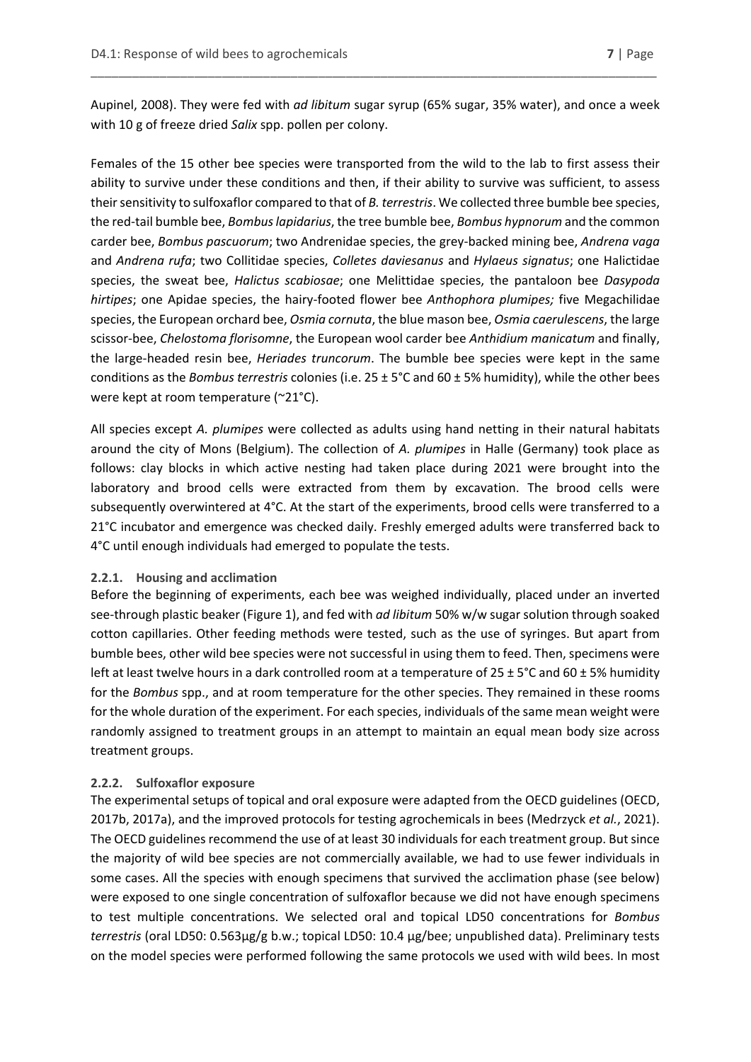Aupinel, 2008). They were fed with *ad libitum* sugar syrup (65% sugar, 35% water), and once a week with 10 g of freeze dried *Salix* spp. pollen per colony.

Females of the 15 other bee species were transported from the wild to the lab to first assess their ability to survive under these conditions and then, if their ability to survive was sufficient, to assess their sensitivity to sulfoxaflor compared to that of *B. terrestris*. We collected three bumble bee species, the red-tail bumble bee, *Bombus lapidarius*, the tree bumble bee, *Bombus hypnorum* and the common carder bee, *Bombus pascuorum*; two Andrenidae species, the grey-backed mining bee, *Andrena vaga* and *Andrena rufa*; two Collitidae species, *Colletes daviesanus* and *Hylaeus signatus*; one Halictidae species, the sweat bee, *Halictus scabiosae*; one Melittidae species, the pantaloon bee *Dasypoda hirtipes*; one Apidae species, the hairy-footed flower bee *Anthophora plumipes;* five Megachilidae species, the European orchard bee, *Osmia cornuta*, the blue mason bee, *Osmia caerulescens*, the large scissor-bee, *Chelostoma florisomne*, the European wool carder bee *Anthidium manicatum* and finally, the large-headed resin bee, *Heriades truncorum*. The bumble bee species were kept in the same conditions as the *Bombus terrestris* colonies (i.e. 25 ± 5°C and 60 ± 5% humidity), while the other bees were kept at room temperature (~21°C).

All species except *A. plumipes* were collected as adults using hand netting in their natural habitats around the city of Mons (Belgium). The collection of *A. plumipes* in Halle (Germany) took place as follows: clay blocks in which active nesting had taken place during 2021 were brought into the laboratory and brood cells were extracted from them by excavation. The brood cells were subsequently overwintered at 4°C. At the start of the experiments, brood cells were transferred to a 21°C incubator and emergence was checked daily. Freshly emerged adults were transferred back to 4°C until enough individuals had emerged to populate the tests.

### 2.2.1. Housing and acclimation

Before the beginning of experiments, each bee was weighed individually, placed under an inverted see-through plastic beaker (Figure 1), and fed with *ad libitum* 50% w/w sugar solution through soaked cotton capillaries. Other feeding methods were tested, such as the use of syringes. But apart from bumble bees, other wild bee species were not successful in using them to feed. Then, specimens were left at least twelve hours in a dark controlled room at a temperature of 25 ± 5°C and 60 ± 5% humidity for the *Bombus* spp., and at room temperature for the other species. They remained in these rooms for the whole duration of the experiment. For each species, individuals of the same mean weight were randomly assigned to treatment groups in an attempt to maintain an equal mean body size across treatment groups.

### 2.2.2. Sulfoxaflor exposure

The experimental setups of topical and oral exposure were adapted from the OECD guidelines (OECD, 2017b, 2017a), and the improved protocols for testing agrochemicals in bees (Medrzyck *et al.*, 2021). The OECD guidelines recommend the use of at least 30 individuals for each treatment group. But since the majority of wild bee species are not commercially available, we had to use fewer individuals in some cases. All the species with enough specimens that survived the acclimation phase (see below) were exposed to one single concentration of sulfoxaflor because we did not have enough specimens to test multiple concentrations. We selected oral and topical LD50 concentrations for *Bombus terrestris* (oral LD50: 0.563µg/g b.w.; topical LD50: 10.4 µg/bee; unpublished data). Preliminary tests on the model species were performed following the same protocols we used with wild bees. In most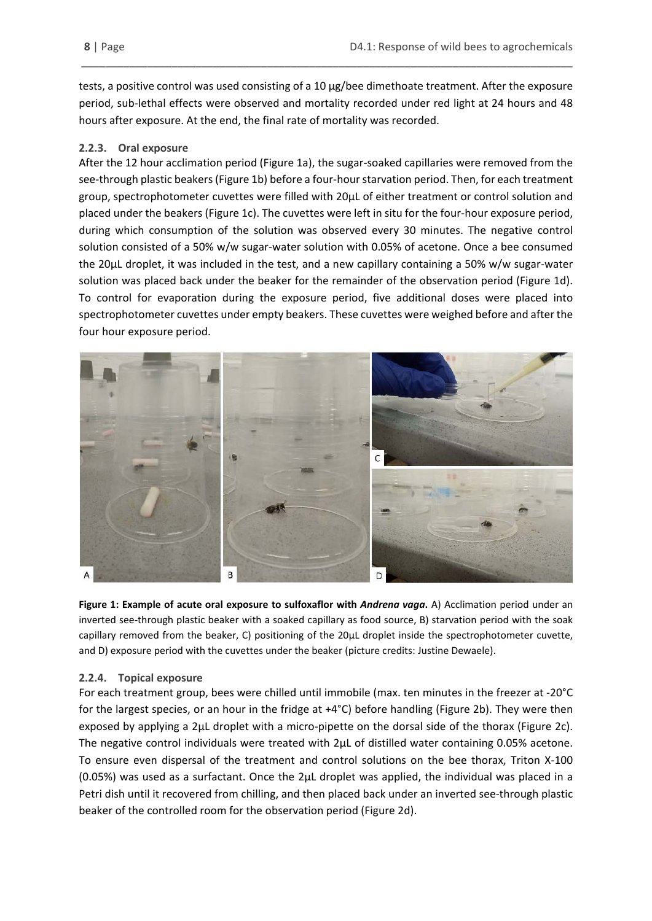tests, a positive control was used consisting of a 10 µg/bee dimethoate treatment. After the exposure period, sub-lethal effects were observed and mortality recorded under red light at 24 hours and 48 hours after exposure. At the end, the final rate of mortality was recorded.

### 2.2.3. Oral exposure

After the 12 hour acclimation period (Figure 1a), the sugar-soaked capillaries were removed from the see-through plastic beakers (Figure 1b) before a four-hour starvation period. Then, for each treatment group, spectrophotometer cuvettes were filled with 20µL of either treatment or control solution and placed under the beakers (Figure 1c). The cuvettes were left in situ for the four-hour exposure period, during which consumption of the solution was observed every 30 minutes. The negative control solution consisted of a 50% w/w sugar-water solution with 0.05% of acetone. Once a bee consumed the 20µL droplet, it was included in the test, and a new capillary containing a 50% w/w sugar-water solution was placed back under the beaker for the remainder of the observation period (Figure 1d). To control for evaporation during the exposure period, five additional doses were placed into spectrophotometer cuvettes under empty beakers. These cuvettes were weighed before and after the four hour exposure period.

**Figure 1: Example of acute oral exposure to sulfoxaflor with *Andrena vaga*.** A) Acclimation period under an inverted see-through plastic beaker with a soaked capillary as food source, B) starvation period with the soak capillary removed from the beaker, C) positioning of the 20µL droplet inside the spectrophotometer cuvette, and D) exposure period with the cuvettes under the beaker (picture credits: Justine Dewaele).

### 2.2.4. Topical exposure

For each treatment group, bees were chilled until immobile (max. ten minutes in the freezer at -20°C for the largest species, or an hour in the fridge at +4°C) before handling (Figure 2b). They were then exposed by applying a 2µL droplet with a micro-pipette on the dorsal side of the thorax (Figure 2c). The negative control individuals were treated with 2µL of distilled water containing 0.05% acetone. To ensure even dispersal of the treatment and control solutions on the bee thorax, Triton X-100 (0.05%) was used as a surfactant. Once the 2µL droplet was applied, the individual was placed in a Petri dish until it recovered from chilling, and then placed back under an inverted see-through plastic beaker of the controlled room for the observation period (Figure 2d).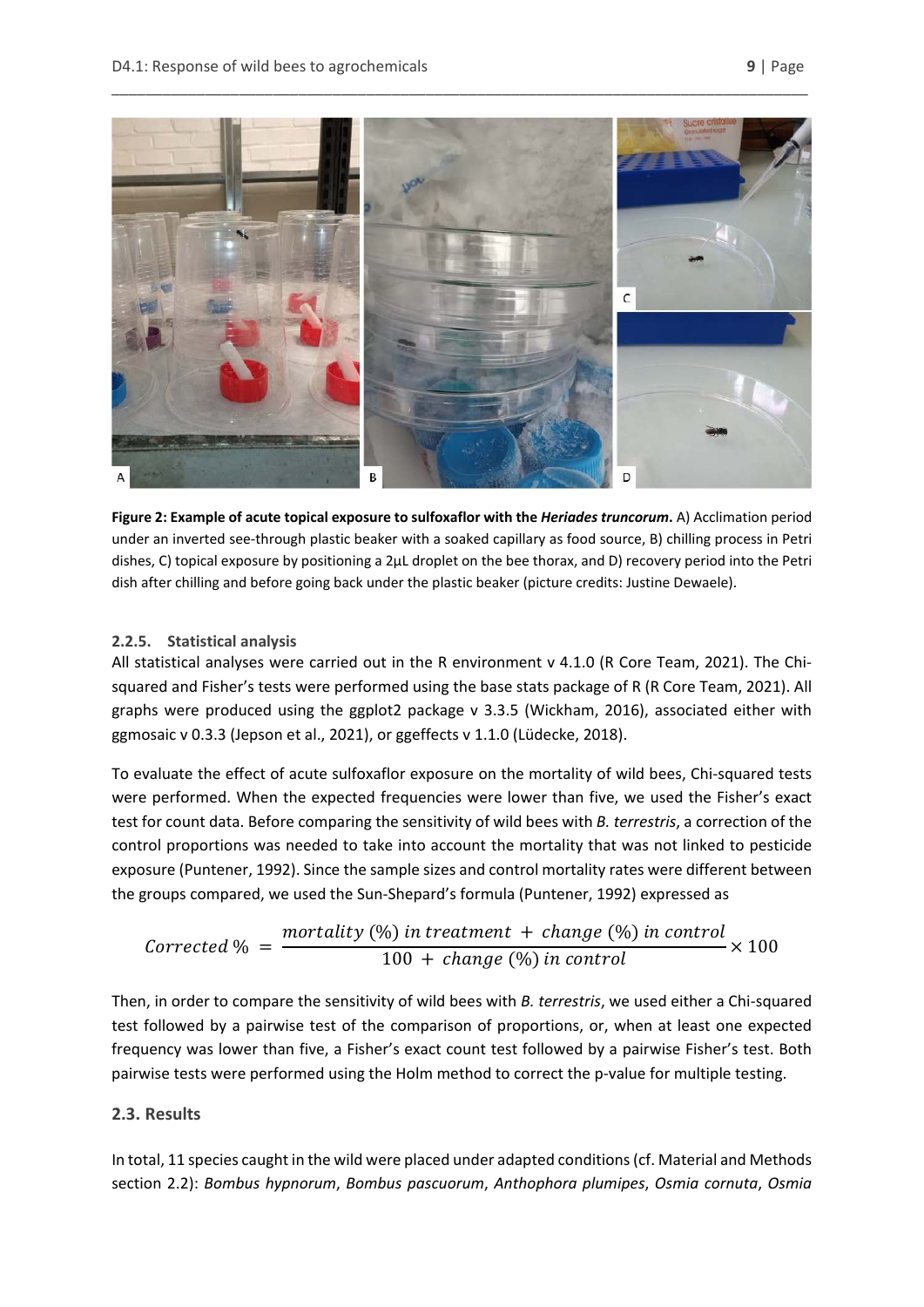**Figure 2: Example of acute topical exposure to sulfoxaflor with the *Heriades truncorum*.** A) Acclimation period under an inverted see-through plastic beaker with a soaked capillary as food source, B) chilling process in Petri dishes, C) topical exposure by positioning a 2µL droplet on the bee thorax, and D) recovery period into the Petri dish after chilling and before going back under the plastic beaker (picture credits: Justine Dewaele).

### 2.2.5. Statistical analysis

All statistical analyses were carried out in the R environment v 4.1.0 (R Core Team, 2021). The Chi-squared and Fisher's tests were performed using the base stats package of R (R Core Team, 2021). All graphs were produced using the ggplot2 package v 3.3.5 (Wickham, 2016), associated either with ggmosaic v 0.3.3 (Jepson et al., 2021), or ggeffects v 1.1.0 (Lüdecke, 2018).

To evaluate the effect of acute sulfoxaflor exposure on the mortality of wild bees, Chi-squared tests were performed. When the expected frequencies were lower than five, we used the Fisher's exact test for count data. Before comparing the sensitivity of wild bees with *B. terrestris*, a correction of the control proportions was needed to take into account the mortality that was not linked to pesticide exposure (Puntener, 1992). Since the sample sizes and control mortality rates were different between the groups compared, we used the Sun-Shepard's formula (Puntener, 1992) expressed as

$$Corrected\,\% = \frac{mortality\ (\%)\ in\ treatment\ +\ change\ (\%)\ in\ control}{100\ +\ change\ (\%)\ in\ control} \times 100$$

Then, in order to compare the sensitivity of wild bees with *B. terrestris*, we used either a Chi-squared test followed by a pairwise test of the comparison of proportions, or, when at least one expected frequency was lower than five, a Fisher's exact count test followed by a pairwise Fisher's test. Both pairwise tests were performed using the Holm method to correct the p-value for multiple testing.

## 2.3. Results

In total, 11 species caught in the wild were placed under adapted conditions (cf. Material and Methods section 2.2): *Bombus hypnorum*, *Bombus pascuorum*, *Anthophora plumipes*, *Osmia cornuta*, *Osmia*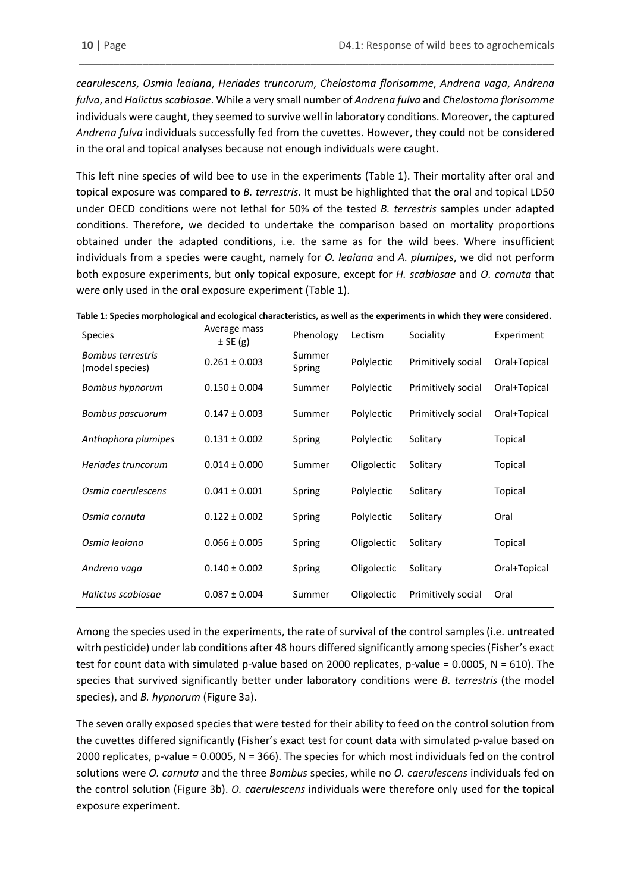*cearulescens*, *Osmia leaiana*, *Heriades truncorum*, *Chelostoma florisomme*, *Andrena vaga*, *Andrena fulva*, and *Halictus scabiosae*. While a very small number of *Andrena fulva* and *Chelostoma florisomme* individuals were caught, they seemed to survive well in laboratory conditions. Moreover, the captured *Andrena fulva* individuals successfully fed from the cuvettes. However, they could not be considered in the oral and topical analyses because not enough individuals were caught.

This left nine species of wild bee to use in the experiments (Table 1). Their mortality after oral and topical exposure was compared to *B. terrestris*. It must be highlighted that the oral and topical LD50 under OECD conditions were not lethal for 50% of the tested *B. terrestris* samples under adapted conditions. Therefore, we decided to undertake the comparison based on mortality proportions obtained under the adapted conditions, i.e. the same as for the wild bees. Where insufficient individuals from a species were caught, namely for *O. leaiana* and *A. plumipes*, we did not perform both exposure experiments, but only topical exposure, except for *H. scabiosae* and *O. cornuta* that were only used in the oral exposure experiment (Table 1).

**Table 1: Species morphological and ecological characteristics, as well as the experiments in which they were considered.**

| Species | Average mass ± SE (g) | Phenology | Lectism | Sociality | Experiment |
|---|---|---|---|---|---|
| *Bombus terrestris* (model species) | 0.261 ± 0.003 | Summer Spring | Polylectic | Primitively social | Oral+Topical |
| *Bombus hypnorum* | 0.150 ± 0.004 | Summer | Polylectic | Primitively social | Oral+Topical |
| *Bombus pascuorum* | 0.147 ± 0.003 | Summer | Polylectic | Primitively social | Oral+Topical |
| *Anthophora plumipes* | 0.131 ± 0.002 | Spring | Polylectic | Solitary | Topical |
| *Heriades truncorum* | 0.014 ± 0.000 | Summer | Oligolectic | Solitary | Topical |
| *Osmia caerulescens* | 0.041 ± 0.001 | Spring | Polylectic | Solitary | Topical |
| *Osmia cornuta* | 0.122 ± 0.002 | Spring | Polylectic | Solitary | Oral |
| *Osmia leaiana* | 0.066 ± 0.005 | Spring | Oligolectic | Solitary | Topical |
| *Andrena vaga* | 0.140 ± 0.002 | Spring | Oligolectic | Solitary | Oral+Topical |
| *Halictus scabiosae* | 0.087 ± 0.004 | Summer | Oligolectic | Primitively social | Oral |

Among the species used in the experiments, the rate of survival of the control samples (i.e. untreated witrh pesticide) under lab conditions after 48 hours differed significantly among species (Fisher's exact test for count data with simulated p-value based on 2000 replicates, p-value = 0.0005, N = 610). The species that survived significantly better under laboratory conditions were *B. terrestris* (the model species), and *B. hypnorum* (Figure 3a).

The seven orally exposed species that were tested for their ability to feed on the control solution from the cuvettes differed significantly (Fisher's exact test for count data with simulated p-value based on 2000 replicates, p-value = 0.0005, N = 366). The species for which most individuals fed on the control solutions were *O. cornuta* and the three *Bombus* species, while no *O. caerulescens* individuals fed on the control solution (Figure 3b). *O. caerulescens* individuals were therefore only used for the topical exposure experiment.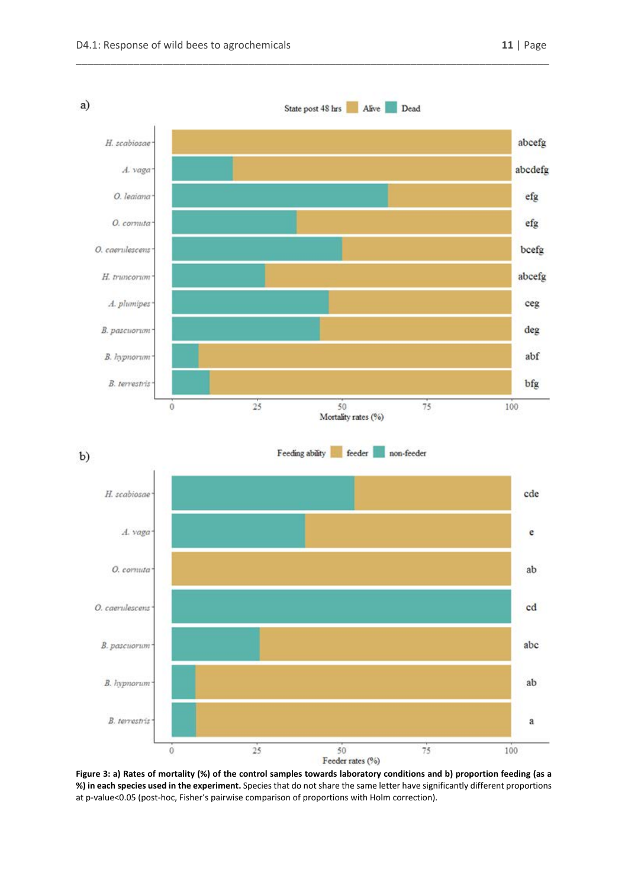**Figure 3: a) Rates of mortality (%) of the control samples towards laboratory conditions and b) proportion feeding (as a %) in each species used in the experiment.** Species that do not share the same letter have significantly different proportions at p-value<0.05 (post-hoc, Fisher's pairwise comparison of proportions with Holm correction).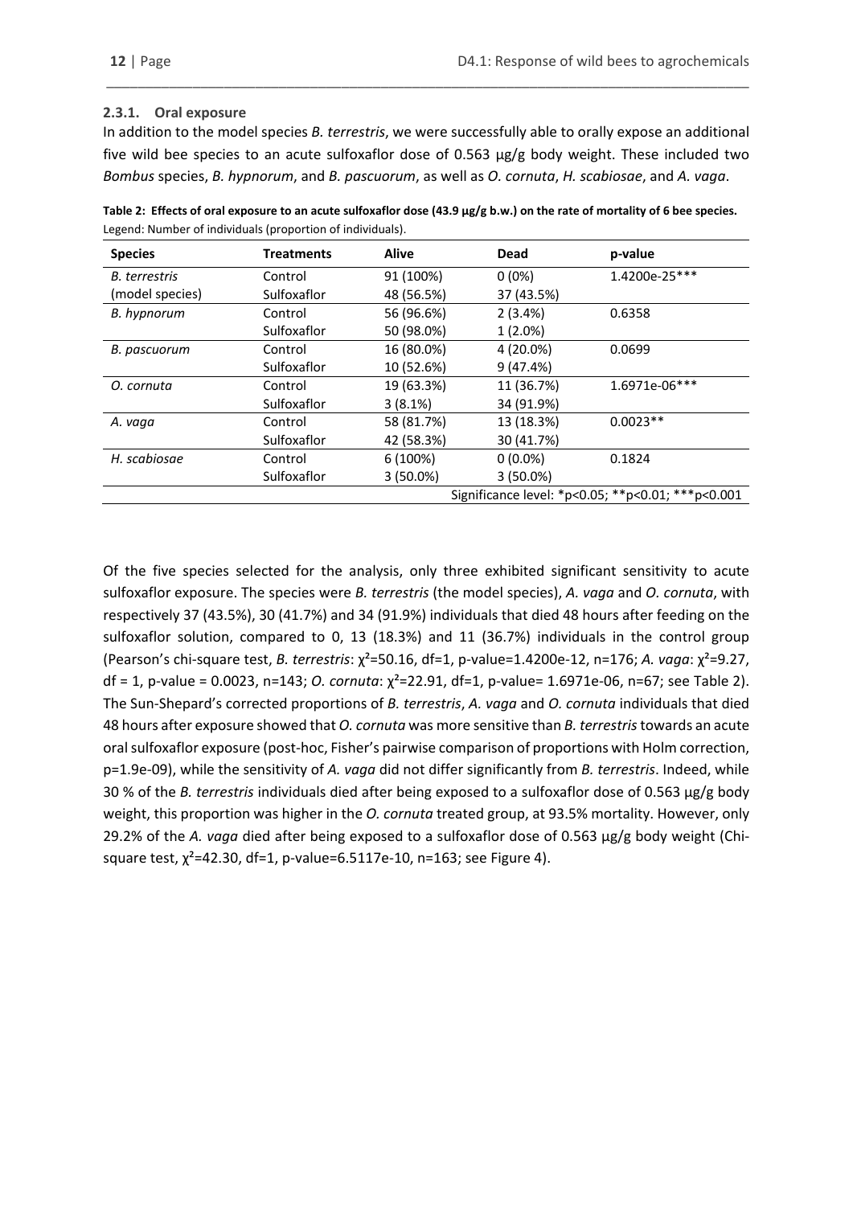### 2.3.1. Oral exposure

In addition to the model species *B. terrestris*, we were successfully able to orally expose an additional five wild bee species to an acute sulfoxaflor dose of 0.563 µg/g body weight. These included two *Bombus* species, *B. hypnorum*, and *B. pascuorum*, as well as *O. cornuta*, *H. scabiosae*, and *A. vaga*.

**Table 2: Effects of oral exposure to an acute sulfoxaflor dose (43.9 µg/g b.w.) on the rate of mortality of 6 bee species.** Legend: Number of individuals (proportion of individuals).

| Species | Treatments | Alive | Dead | p-value |
|---|---|---|---|---|
| *B. terrestris* (model species) | Control | 91 (100%) | 0 (0%) | 1.4200e-25*** |
| | Sulfoxaflor | 48 (56.5%) | 37 (43.5%) | |
| *B. hypnorum* | Control | 56 (96.6%) | 2 (3.4%) | 0.6358 |
| | Sulfoxaflor | 50 (98.0%) | 1 (2.0%) | |
| *B. pascuorum* | Control | 16 (80.0%) | 4 (20.0%) | 0.0699 |
| | Sulfoxaflor | 10 (52.6%) | 9 (47.4%) | |
| *O. cornuta* | Control | 19 (63.3%) | 11 (36.7%) | 1.6971e-06*** |
| | Sulfoxaflor | 3 (8.1%) | 34 (91.9%) | |
| *A. vaga* | Control | 58 (81.7%) | 13 (18.3%) | 0.0023** |
| | Sulfoxaflor | 42 (58.3%) | 30 (41.7%) | |
| *H. scabiosae* | Control | 6 (100%) | 0 (0.0%) | 0.1824 |
| | Sulfoxaflor | 3 (50.0%) | 3 (50.0%) | |
| | | | Significance level: *p<0.05; **p<0.01; ***p<0.001 | |

Of the five species selected for the analysis, only three exhibited significant sensitivity to acute sulfoxaflor exposure. The species were *B. terrestris* (the model species), *A. vaga* and *O. cornuta*, with respectively 37 (43.5%), 30 (41.7%) and 34 (91.9%) individuals that died 48 hours after feeding on the sulfoxaflor solution, compared to 0, 13 (18.3%) and 11 (36.7%) individuals in the control group (Pearson's chi-square test, *B. terrestris*: $\chi^2$=50.16, df=1, p-value=1.4200e-12, n=176; *A. vaga*: $\chi^2$=9.27, df = 1, p-value = 0.0023, n=143; *O. cornuta*: $\chi^2$=22.91, df=1, p-value= 1.6971e-06, n=67; see Table 2). The Sun-Shepard's corrected proportions of *B. terrestris*, *A. vaga* and *O. cornuta* individuals that died 48 hours after exposure showed that *O. cornuta* was more sensitive than *B. terrestris* towards an acute oral sulfoxaflor exposure (post-hoc, Fisher's pairwise comparison of proportions with Holm correction, p=1.9e-09), while the sensitivity of *A. vaga* did not differ significantly from *B. terrestris*. Indeed, while 30 % of the *B. terrestris* individuals died after being exposed to a sulfoxaflor dose of 0.563 µg/g body weight, this proportion was higher in the *O. cornuta* treated group, at 93.5% mortality. However, only 29.2% of the *A. vaga* died after being exposed to a sulfoxaflor dose of 0.563 µg/g body weight (Chi-square test, $\chi^2$=42.30, df=1, p-value=6.5117e-10, n=163; see Figure 4).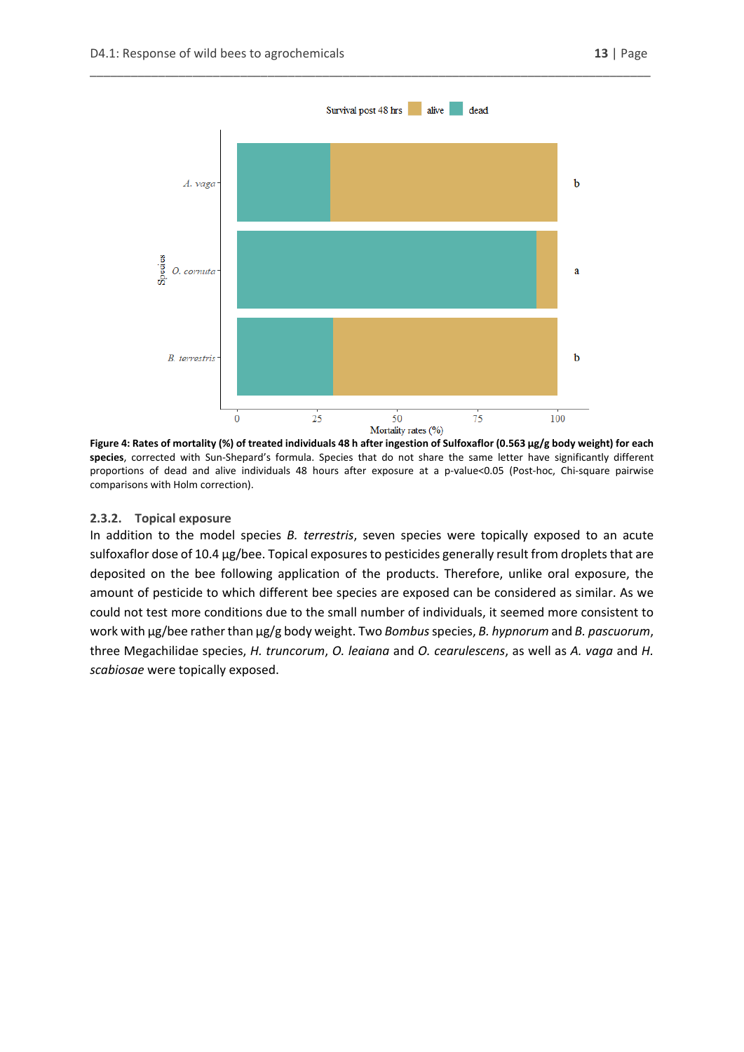**Figure 4: Rates of mortality (%) of treated individuals 48 h after ingestion of Sulfoxaflor (0.563 µg/g body weight) for each species**, corrected with Sun-Shepard's formula. Species that do not share the same letter have significantly different proportions of dead and alive individuals 48 hours after exposure at a p-value<0.05 (Post-hoc, Chi-square pairwise comparisons with Holm correction).

### 2.3.2. Topical exposure

In addition to the model species *B. terrestris*, seven species were topically exposed to an acute sulfoxaflor dose of 10.4 µg/bee. Topical exposures to pesticides generally result from droplets that are deposited on the bee following application of the products. Therefore, unlike oral exposure, the amount of pesticide to which different bee species are exposed can be considered as similar. As we could not test more conditions due to the small number of individuals, it seemed more consistent to work with µg/bee rather than µg/g body weight. Two *Bombus* species, *B. hypnorum* and *B. pascuorum*, three Megachilidae species, *H. truncorum*, *O. leaiana* and *O. cearulescens*, as well as *A. vaga* and *H. scabiosae* were topically exposed.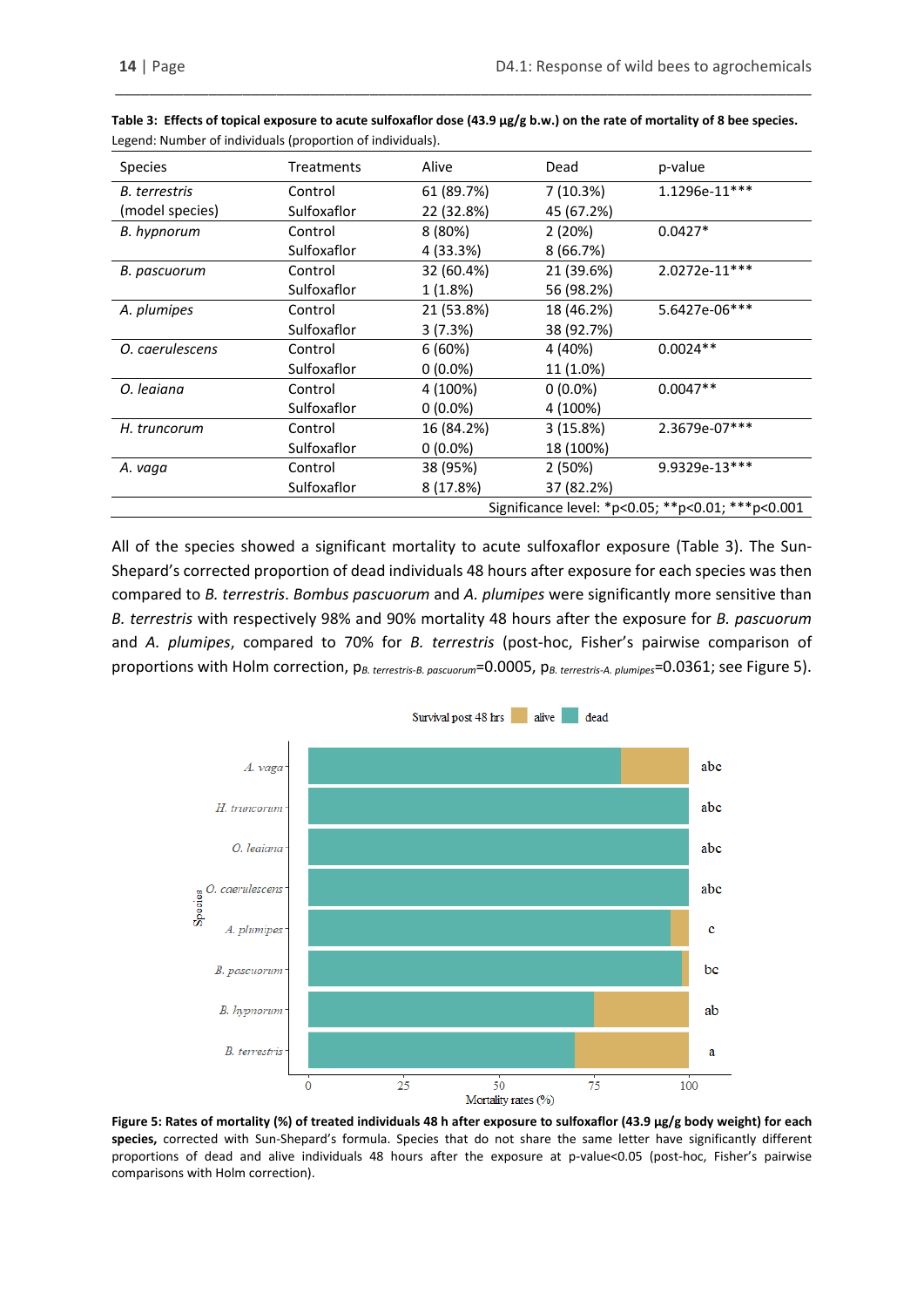**Table 3: Effects of topical exposure to acute sulfoxaflor dose (43.9 µg/g b.w.) on the rate of mortality of 8 bee species.**
Legend: Number of individuals (proportion of individuals).

| Species | Treatments | Alive | Dead | p-value |
|---|---|---|---|---|
| *B. terrestris* | Control | 61 (89.7%) | 7 (10.3%) | 1.1296e-11*** |
| (model species) | Sulfoxaflor | 22 (32.8%) | 45 (67.2%) | |
| *B. hypnorum* | Control | 8 (80%) | 2 (20%) | 0.0427* |
| | Sulfoxaflor | 4 (33.3%) | 8 (66.7%) | |
| *B. pascuorum* | Control | 32 (60.4%) | 21 (39.6%) | 2.0272e-11*** |
| | Sulfoxaflor | 1 (1.8%) | 56 (98.2%) | |
| *A. plumipes* | Control | 21 (53.8%) | 18 (46.2%) | 5.6427e-06*** |
| | Sulfoxaflor | 3 (7.3%) | 38 (92.7%) | |
| *O. caerulescens* | Control | 6 (60%) | 4 (40%) | 0.0024** |
| | Sulfoxaflor | 0 (0.0%) | 11 (1.0%) | |
| *O. leaiana* | Control | 4 (100%) | 0 (0.0%) | 0.0047** |
| | Sulfoxaflor | 0 (0.0%) | 4 (100%) | |
| *H. truncorum* | Control | 16 (84.2%) | 3 (15.8%) | 2.3679e-07*** |
| | Sulfoxaflor | 0 (0.0%) | 18 (100%) | |
| *A. vaga* | Control | 38 (95%) | 2 (50%) | 9.9329e-13*** |
| | Sulfoxaflor | 8 (17.8%) | 37 (82.2%) | |

Significance level: *p<0.05; **p<0.01; ***p<0.001

All of the species showed a significant mortality to acute sulfoxaflor exposure (Table 3). The Sun-Shepard's corrected proportion of dead individuals 48 hours after exposure for each species was then compared to *B. terrestris*. *Bombus pascuorum* and *A. plumipes* were significantly more sensitive than *B. terrestris* with respectively 98% and 90% mortality 48 hours after the exposure for *B. pascuorum* and *A. plumipes*, compared to 70% for *B. terrestris* (post-hoc, Fisher's pairwise comparison of proportions with Holm correction, $p_{B.\ terrestris\text{-}B.\ pascuorum}$=0.0005, $p_{B.\ terrestris\text{-}A.\ plumipes}$=0.0361; see Figure 5).

**Figure 5: Rates of mortality (%) of treated individuals 48 h after exposure to sulfoxaflor (43.9 µg/g body weight) for each species,** corrected with Sun-Shepard's formula. Species that do not share the same letter have significantly different proportions of dead and alive individuals 48 hours after the exposure at p-value<0.05 (post-hoc, Fisher's pairwise comparisons with Holm correction).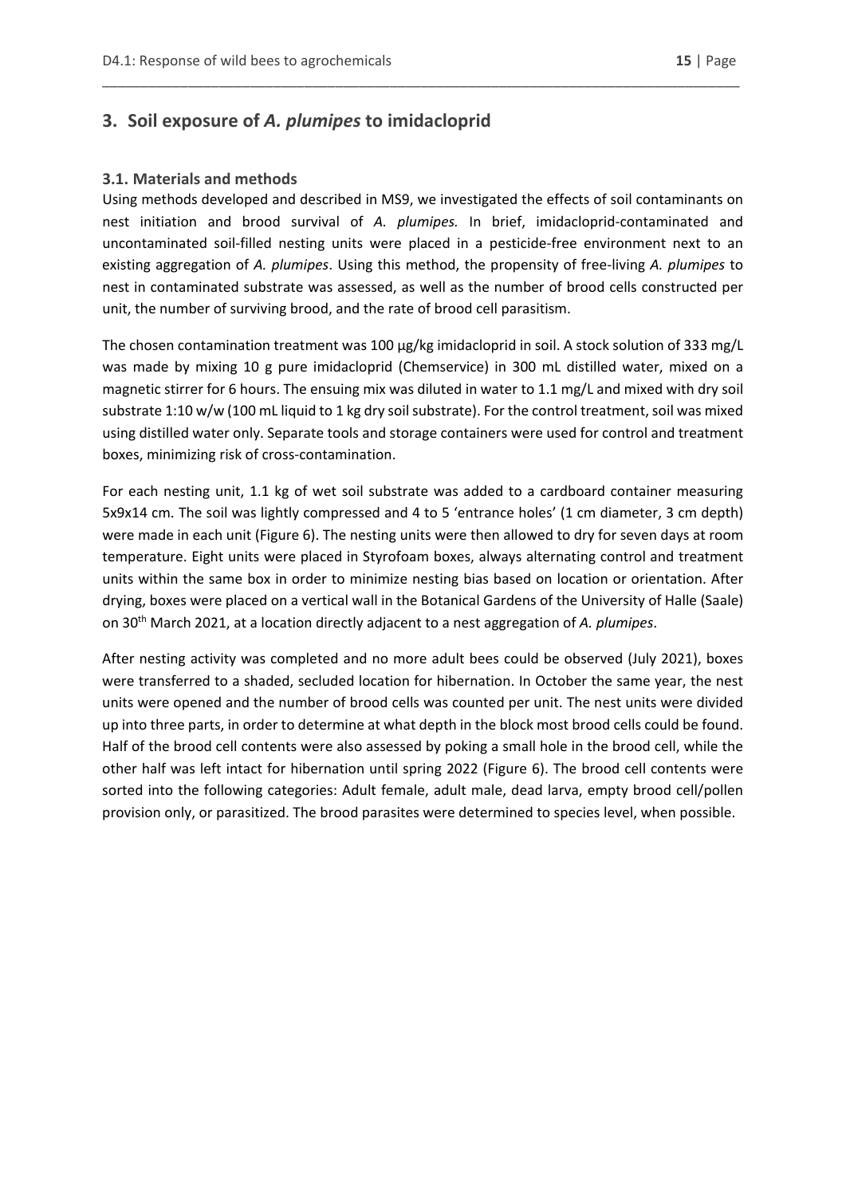## 3. Soil exposure of *A. plumipes* to imidacloprid

### 3.1. Materials and methods

Using methods developed and described in MS9, we investigated the effects of soil contaminants on nest initiation and brood survival of *A. plumipes.* In brief, imidacloprid-contaminated and uncontaminated soil-filled nesting units were placed in a pesticide-free environment next to an existing aggregation of *A. plumipes*. Using this method, the propensity of free-living *A. plumipes* to nest in contaminated substrate was assessed, as well as the number of brood cells constructed per unit, the number of surviving brood, and the rate of brood cell parasitism.

The chosen contamination treatment was 100 µg/kg imidacloprid in soil. A stock solution of 333 mg/L was made by mixing 10 g pure imidacloprid (Chemservice) in 300 mL distilled water, mixed on a magnetic stirrer for 6 hours. The ensuing mix was diluted in water to 1.1 mg/L and mixed with dry soil substrate 1:10 w/w (100 mL liquid to 1 kg dry soil substrate). For the control treatment, soil was mixed using distilled water only. Separate tools and storage containers were used for control and treatment boxes, minimizing risk of cross-contamination.

For each nesting unit, 1.1 kg of wet soil substrate was added to a cardboard container measuring 5x9x14 cm. The soil was lightly compressed and 4 to 5 'entrance holes' (1 cm diameter, 3 cm depth) were made in each unit (Figure 6). The nesting units were then allowed to dry for seven days at room temperature. Eight units were placed in Styrofoam boxes, always alternating control and treatment units within the same box in order to minimize nesting bias based on location or orientation. After drying, boxes were placed on a vertical wall in the Botanical Gardens of the University of Halle (Saale) on 30th March 2021, at a location directly adjacent to a nest aggregation of *A. plumipes*.

After nesting activity was completed and no more adult bees could be observed (July 2021), boxes were transferred to a shaded, secluded location for hibernation. In October the same year, the nest units were opened and the number of brood cells was counted per unit. The nest units were divided up into three parts, in order to determine at what depth in the block most brood cells could be found. Half of the brood cell contents were also assessed by poking a small hole in the brood cell, while the other half was left intact for hibernation until spring 2022 (Figure 6). The brood cell contents were sorted into the following categories: Adult female, adult male, dead larva, empty brood cell/pollen provision only, or parasitized. The brood parasites were determined to species level, when possible.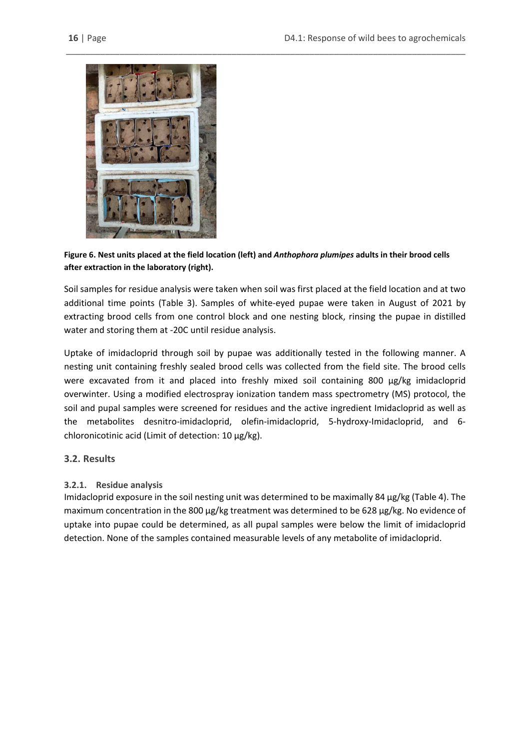**Figure 6. Nest units placed at the field location (left) and *Anthophora plumipes* adults in their brood cells after extraction in the laboratory (right).**

Soil samples for residue analysis were taken when soil was first placed at the field location and at two additional time points (Table 3). Samples of white-eyed pupae were taken in August of 2021 by extracting brood cells from one control block and one nesting block, rinsing the pupae in distilled water and storing them at -20C until residue analysis.

Uptake of imidacloprid through soil by pupae was additionally tested in the following manner. A nesting unit containing freshly sealed brood cells was collected from the field site. The brood cells were excavated from it and placed into freshly mixed soil containing 800 µg/kg imidacloprid overwinter. Using a modified electrospray ionization tandem mass spectrometry (MS) protocol, the soil and pupal samples were screened for residues and the active ingredient Imidacloprid as well as the metabolites desnitro-imidacloprid, olefin-imidacloprid, 5-hydroxy-Imidacloprid, and 6-chloronicotinic acid (Limit of detection: 10 µg/kg).

## 3.2. Results

### 3.2.1. Residue analysis

Imidacloprid exposure in the soil nesting unit was determined to be maximally 84 µg/kg (Table 4). The maximum concentration in the 800 µg/kg treatment was determined to be 628 µg/kg. No evidence of uptake into pupae could be determined, as all pupal samples were below the limit of imidacloprid detection. None of the samples contained measurable levels of any metabolite of imidacloprid.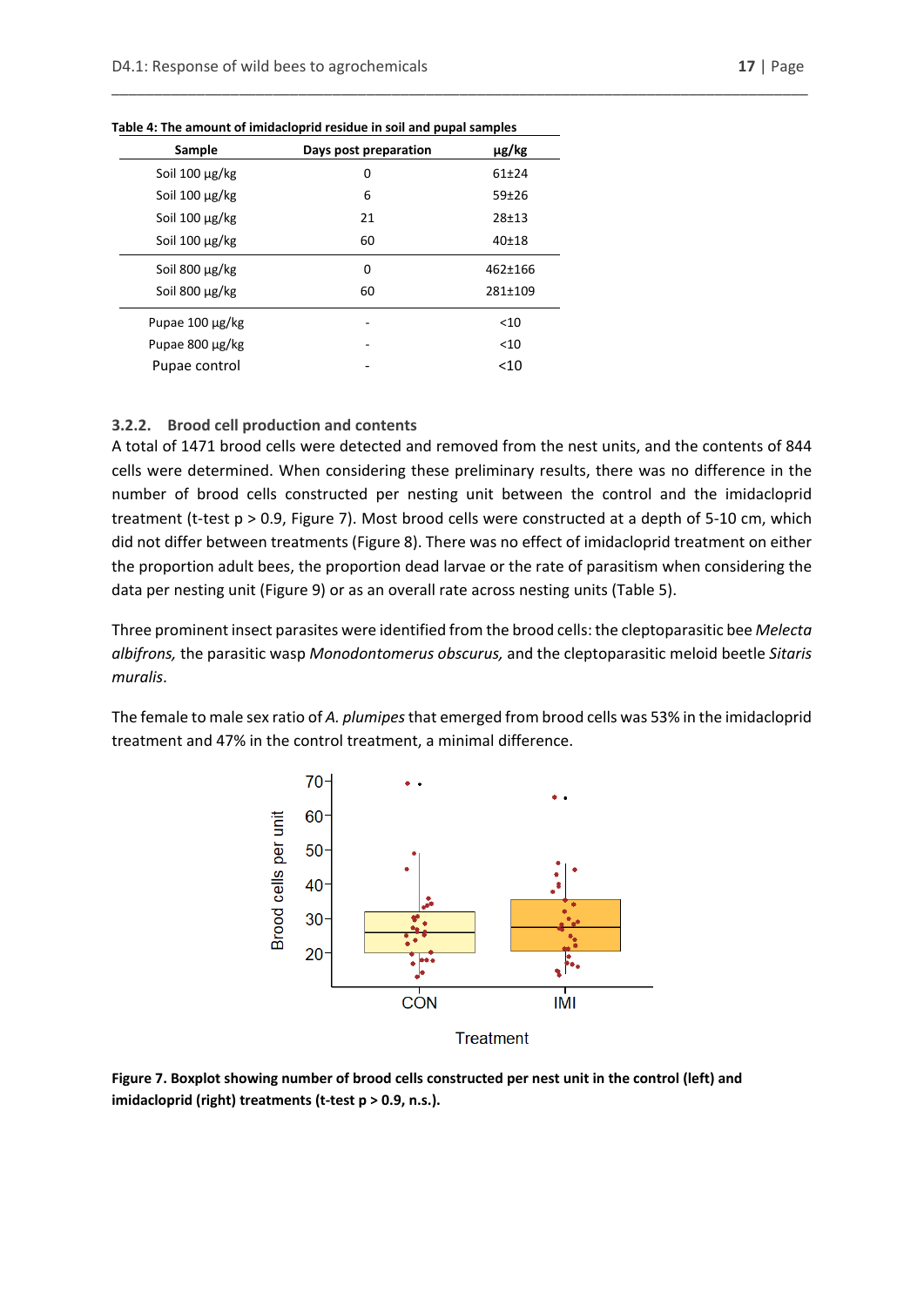**Table 4: The amount of imidacloprid residue in soil and pupal samples**

| Sample | Days post preparation | µg/kg |
|---|---|---|
| Soil 100 µg/kg | 0 | 61±24 |
| Soil 100 µg/kg | 6 | 59±26 |
| Soil 100 µg/kg | 21 | 28±13 |
| Soil 100 µg/kg | 60 | 40±18 |
| Soil 800 µg/kg | 0 | 462±166 |
| Soil 800 µg/kg | 60 | 281±109 |
| Pupae 100 µg/kg | - | <10 |
| Pupae 800 µg/kg | - | <10 |
| Pupae control | - | <10 |

### 3.2.2. Brood cell production and contents

A total of 1471 brood cells were detected and removed from the nest units, and the contents of 844 cells were determined. When considering these preliminary results, there was no difference in the number of brood cells constructed per nesting unit between the control and the imidacloprid treatment (t-test $p > 0.9$, Figure 7). Most brood cells were constructed at a depth of 5-10 cm, which did not differ between treatments (Figure 8). There was no effect of imidacloprid treatment on either the proportion adult bees, the proportion dead larvae or the rate of parasitism when considering the data per nesting unit (Figure 9) or as an overall rate across nesting units (Table 5).

Three prominent insect parasites were identified from the brood cells: the cleptoparasitic bee *Melecta albifrons,* the parasitic wasp *Monodontomerus obscurus,* and the cleptoparasitic meloid beetle *Sitaris muralis*.

The female to male sex ratio of *A. plumipes* that emerged from brood cells was 53% in the imidacloprid treatment and 47% in the control treatment, a minimal difference.

**Figure 7. Boxplot showing number of brood cells constructed per nest unit in the control (left) and imidacloprid (right) treatments (t-test p > 0.9, n.s.).**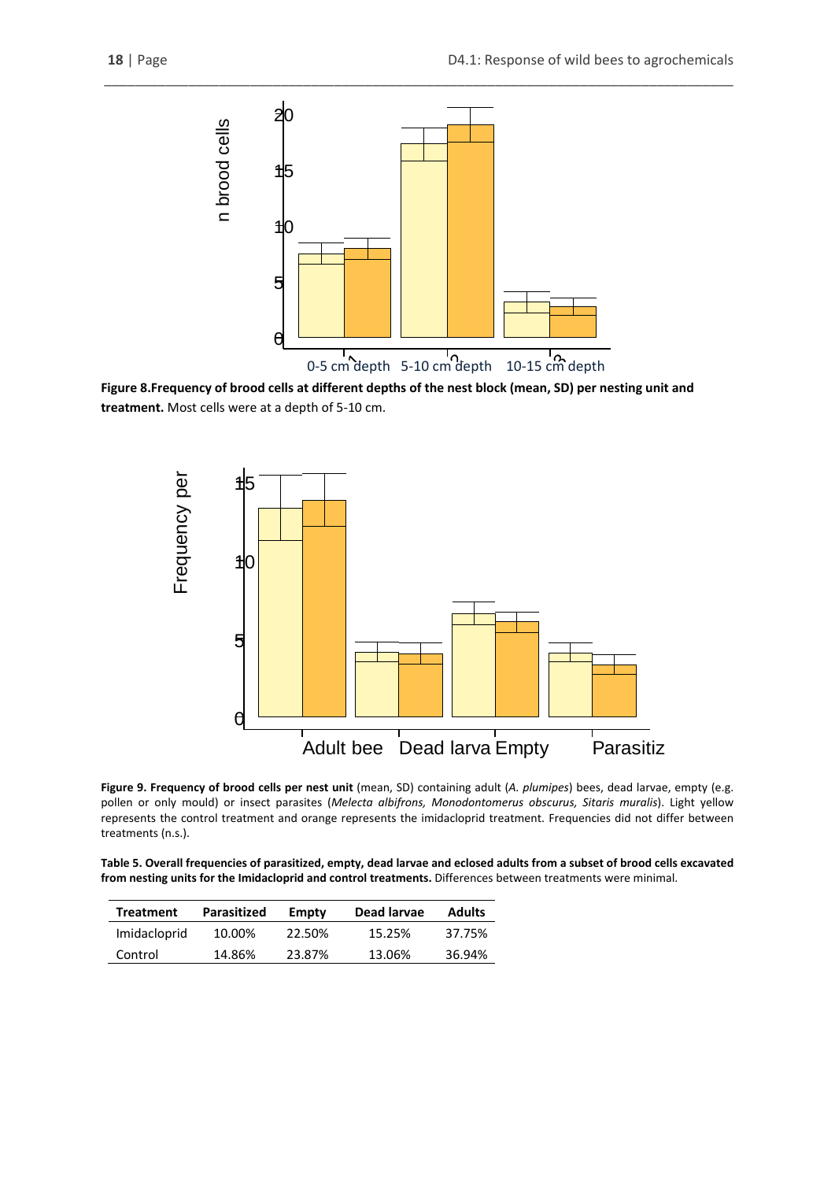**Figure 8.Frequency of brood cells at different depths of the nest block (mean, SD) per nesting unit and treatment.** Most cells were at a depth of 5-10 cm.

**Figure 9. Frequency of brood cells per nest unit** (mean, SD) containing adult (*A. plumipes*) bees, dead larvae, empty (e.g. pollen or only mould) or insect parasites (*Melecta albifrons, Monodontomerus obscurus, Sitaris muralis*). Light yellow represents the control treatment and orange represents the imidacloprid treatment. Frequencies did not differ between treatments (n.s.).

**Table 5. Overall frequencies of parasitized, empty, dead larvae and eclosed adults from a subset of brood cells excavated from nesting units for the Imidacloprid and control treatments.** Differences between treatments were minimal.

| Treatment | Parasitized | Empty | Dead larvae | Adults |
|---|---|---|---|---|
| Imidacloprid | 10.00% | 22.50% | 15.25% | 37.75% |
| Control | 14.86% | 23.87% | 13.06% | 36.94% |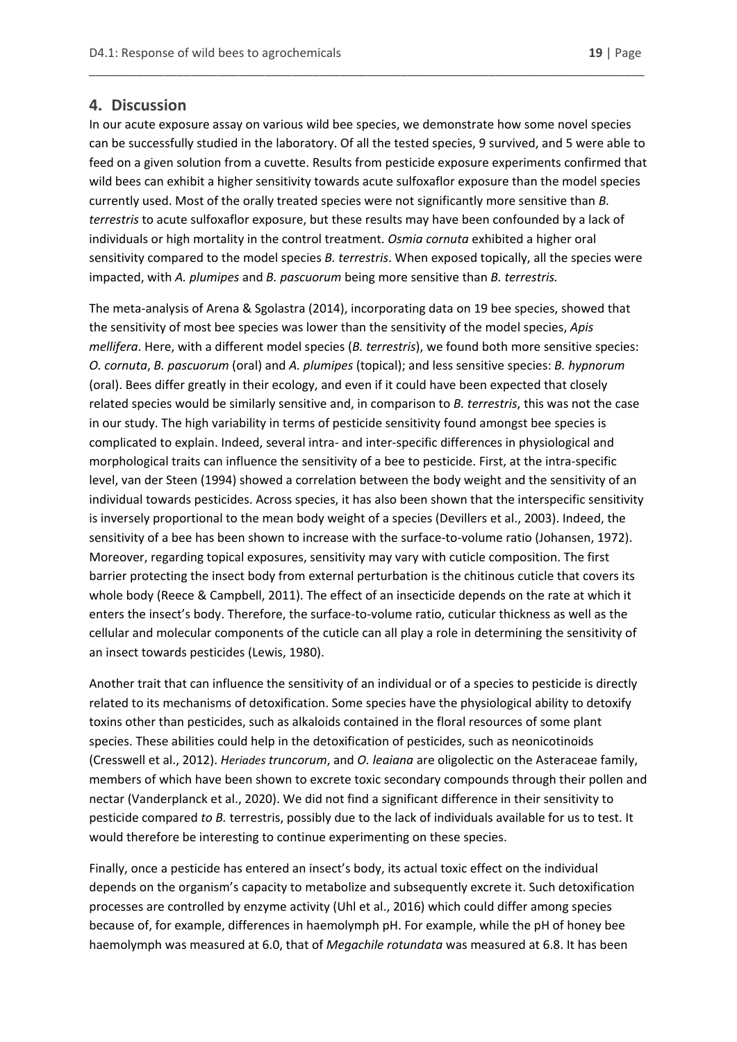## 4. Discussion

In our acute exposure assay on various wild bee species, we demonstrate how some novel species can be successfully studied in the laboratory. Of all the tested species, 9 survived, and 5 were able to feed on a given solution from a cuvette. Results from pesticide exposure experiments confirmed that wild bees can exhibit a higher sensitivity towards acute sulfoxaflor exposure than the model species currently used. Most of the orally treated species were not significantly more sensitive than *B. terrestris* to acute sulfoxaflor exposure, but these results may have been confounded by a lack of individuals or high mortality in the control treatment. *Osmia cornuta* exhibited a higher oral sensitivity compared to the model species *B. terrestris*. When exposed topically, all the species were impacted, with *A. plumipes* and *B. pascuorum* being more sensitive than *B. terrestris.*

The meta-analysis of Arena & Sgolastra (2014), incorporating data on 19 bee species, showed that the sensitivity of most bee species was lower than the sensitivity of the model species, *Apis mellifera*. Here, with a different model species (*B. terrestris*), we found both more sensitive species: *O. cornuta*, *B. pascuorum* (oral) and *A. plumipes* (topical); and less sensitive species: *B. hypnorum* (oral). Bees differ greatly in their ecology, and even if it could have been expected that closely related species would be similarly sensitive and, in comparison to *B. terrestris*, this was not the case in our study. The high variability in terms of pesticide sensitivity found amongst bee species is complicated to explain. Indeed, several intra- and inter-specific differences in physiological and morphological traits can influence the sensitivity of a bee to pesticide. First, at the intra-specific level, van der Steen (1994) showed a correlation between the body weight and the sensitivity of an individual towards pesticides. Across species, it has also been shown that the interspecific sensitivity is inversely proportional to the mean body weight of a species (Devillers et al., 2003). Indeed, the sensitivity of a bee has been shown to increase with the surface-to-volume ratio (Johansen, 1972). Moreover, regarding topical exposures, sensitivity may vary with cuticle composition. The first barrier protecting the insect body from external perturbation is the chitinous cuticle that covers its whole body (Reece & Campbell, 2011). The effect of an insecticide depends on the rate at which it enters the insect's body. Therefore, the surface-to-volume ratio, cuticular thickness as well as the cellular and molecular components of the cuticle can all play a role in determining the sensitivity of an insect towards pesticides (Lewis, 1980).

Another trait that can influence the sensitivity of an individual or of a species to pesticide is directly related to its mechanisms of detoxification. Some species have the physiological ability to detoxify toxins other than pesticides, such as alkaloids contained in the floral resources of some plant species. These abilities could help in the detoxification of pesticides, such as neonicotinoids (Cresswell et al., 2012). *Heriades truncorum*, and *O. leaiana* are oligolectic on the Asteraceae family, members of which have been shown to excrete toxic secondary compounds through their pollen and nectar (Vanderplanck et al., 2020). We did not find a significant difference in their sensitivity to pesticide compared *to B.* terrestris, possibly due to the lack of individuals available for us to test. It would therefore be interesting to continue experimenting on these species.

Finally, once a pesticide has entered an insect's body, its actual toxic effect on the individual depends on the organism's capacity to metabolize and subsequently excrete it. Such detoxification processes are controlled by enzyme activity (Uhl et al., 2016) which could differ among species because of, for example, differences in haemolymph pH. For example, while the pH of honey bee haemolymph was measured at 6.0, that of *Megachile rotundata* was measured at 6.8. It has been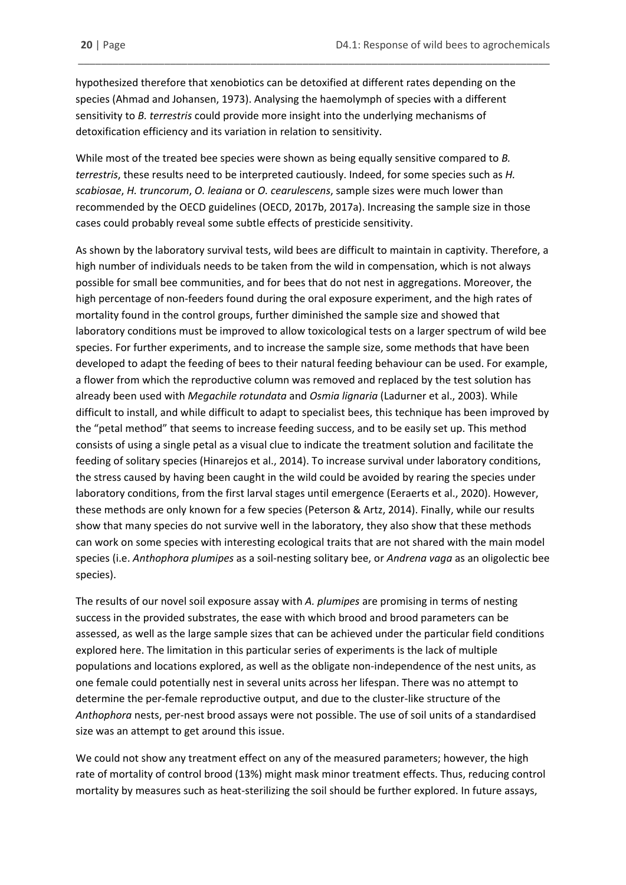hypothesized therefore that xenobiotics can be detoxified at different rates depending on the species (Ahmad and Johansen, 1973). Analysing the haemolymph of species with a different sensitivity to *B. terrestris* could provide more insight into the underlying mechanisms of detoxification efficiency and its variation in relation to sensitivity.

While most of the treated bee species were shown as being equally sensitive compared to *B. terrestris*, these results need to be interpreted cautiously. Indeed, for some species such as *H. scabiosae*, *H. truncorum*, *O. leaiana* or *O. cearulescens*, sample sizes were much lower than recommended by the OECD guidelines (OECD, 2017b, 2017a). Increasing the sample size in those cases could probably reveal some subtle effects of presticide sensitivity.

As shown by the laboratory survival tests, wild bees are difficult to maintain in captivity. Therefore, a high number of individuals needs to be taken from the wild in compensation, which is not always possible for small bee communities, and for bees that do not nest in aggregations. Moreover, the high percentage of non-feeders found during the oral exposure experiment, and the high rates of mortality found in the control groups, further diminished the sample size and showed that laboratory conditions must be improved to allow toxicological tests on a larger spectrum of wild bee species. For further experiments, and to increase the sample size, some methods that have been developed to adapt the feeding of bees to their natural feeding behaviour can be used. For example, a flower from which the reproductive column was removed and replaced by the test solution has already been used with *Megachile rotundata* and *Osmia lignaria* (Ladurner et al., 2003). While difficult to install, and while difficult to adapt to specialist bees, this technique has been improved by the "petal method" that seems to increase feeding success, and to be easily set up. This method consists of using a single petal as a visual clue to indicate the treatment solution and facilitate the feeding of solitary species (Hinarejos et al., 2014). To increase survival under laboratory conditions, the stress caused by having been caught in the wild could be avoided by rearing the species under laboratory conditions, from the first larval stages until emergence (Eeraerts et al., 2020). However, these methods are only known for a few species (Peterson & Artz, 2014). Finally, while our results show that many species do not survive well in the laboratory, they also show that these methods can work on some species with interesting ecological traits that are not shared with the main model species (i.e. *Anthophora plumipes* as a soil-nesting solitary bee, or *Andrena vaga* as an oligolectic bee species).

The results of our novel soil exposure assay with *A. plumipes* are promising in terms of nesting success in the provided substrates, the ease with which brood and brood parameters can be assessed, as well as the large sample sizes that can be achieved under the particular field conditions explored here. The limitation in this particular series of experiments is the lack of multiple populations and locations explored, as well as the obligate non-independence of the nest units, as one female could potentially nest in several units across her lifespan. There was no attempt to determine the per-female reproductive output, and due to the cluster-like structure of the *Anthophora* nests, per-nest brood assays were not possible. The use of soil units of a standardised size was an attempt to get around this issue.

We could not show any treatment effect on any of the measured parameters; however, the high rate of mortality of control brood (13%) might mask minor treatment effects. Thus, reducing control mortality by measures such as heat-sterilizing the soil should be further explored. In future assays,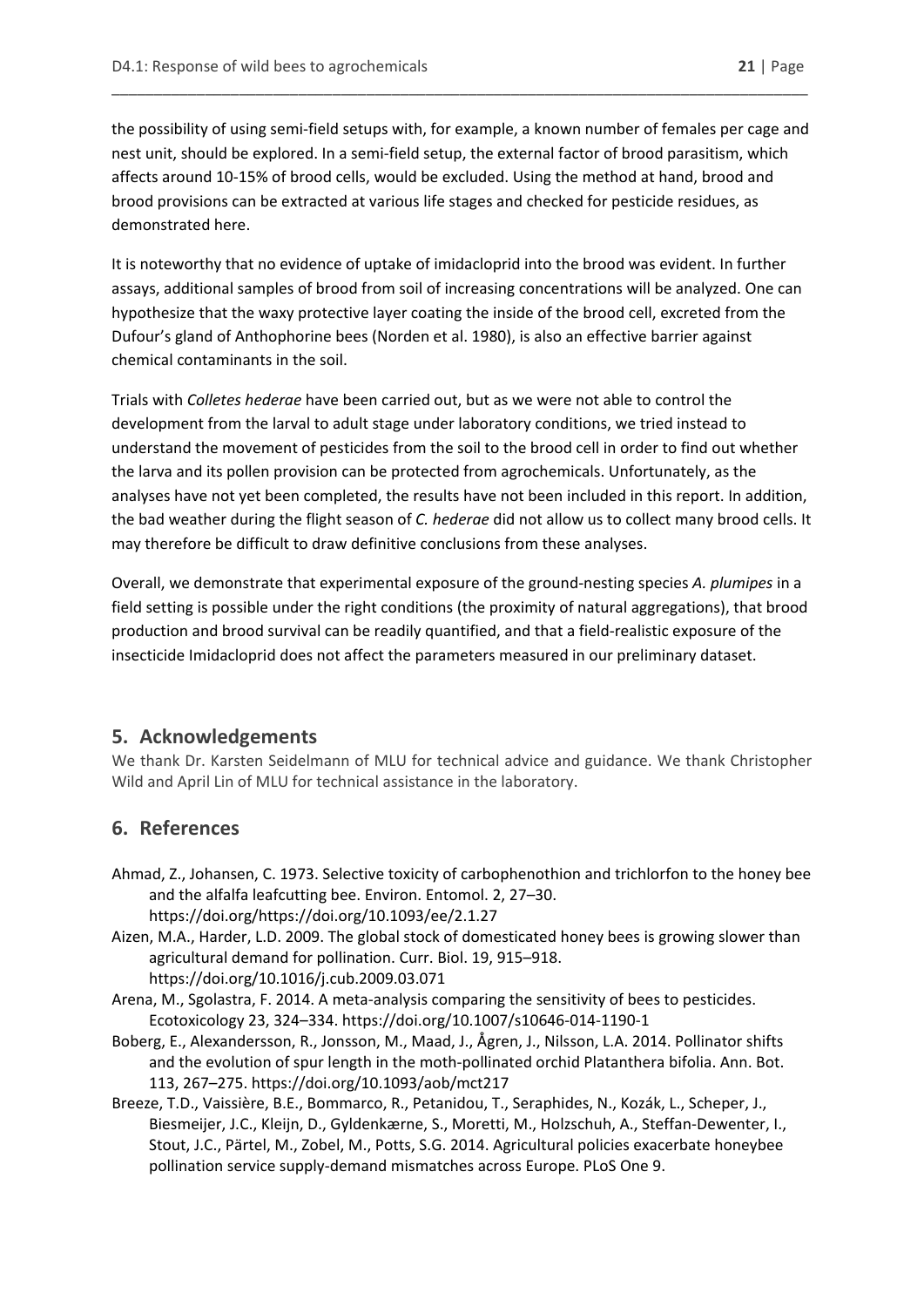the possibility of using semi-field setups with, for example, a known number of females per cage and nest unit, should be explored. In a semi-field setup, the external factor of brood parasitism, which affects around 10-15% of brood cells, would be excluded. Using the method at hand, brood and brood provisions can be extracted at various life stages and checked for pesticide residues, as demonstrated here.

It is noteworthy that no evidence of uptake of imidacloprid into the brood was evident. In further assays, additional samples of brood from soil of increasing concentrations will be analyzed. One can hypothesize that the waxy protective layer coating the inside of the brood cell, excreted from the Dufour's gland of Anthophorine bees (Norden et al. 1980), is also an effective barrier against chemical contaminants in the soil.

Trials with *Colletes hederae* have been carried out, but as we were not able to control the development from the larval to adult stage under laboratory conditions, we tried instead to understand the movement of pesticides from the soil to the brood cell in order to find out whether the larva and its pollen provision can be protected from agrochemicals. Unfortunately, as the analyses have not yet been completed, the results have not been included in this report. In addition, the bad weather during the flight season of *C. hederae* did not allow us to collect many brood cells. It may therefore be difficult to draw definitive conclusions from these analyses.

Overall, we demonstrate that experimental exposure of the ground-nesting species *A. plumipes* in a field setting is possible under the right conditions (the proximity of natural aggregations), that brood production and brood survival can be readily quantified, and that a field-realistic exposure of the insecticide Imidacloprid does not affect the parameters measured in our preliminary dataset.

## 5. Acknowledgements

We thank Dr. Karsten Seidelmann of MLU for technical advice and guidance. We thank Christopher Wild and April Lin of MLU for technical assistance in the laboratory.

## 6. References

Ahmad, Z., Johansen, C. 1973. Selective toxicity of carbophenothion and trichlorfon to the honey bee and the alfalfa leafcutting bee. Environ. Entomol. 2, 27–30. https://doi.org/https://doi.org/10.1093/ee/2.1.27

Aizen, M.A., Harder, L.D. 2009. The global stock of domesticated honey bees is growing slower than agricultural demand for pollination. Curr. Biol. 19, 915–918. https://doi.org/10.1016/j.cub.2009.03.071

Arena, M., Sgolastra, F. 2014. A meta-analysis comparing the sensitivity of bees to pesticides. Ecotoxicology 23, 324–334. https://doi.org/10.1007/s10646-014-1190-1

Boberg, E., Alexandersson, R., Jonsson, M., Maad, J., Ågren, J., Nilsson, L.A. 2014. Pollinator shifts and the evolution of spur length in the moth-pollinated orchid Platanthera bifolia. Ann. Bot. 113, 267–275. https://doi.org/10.1093/aob/mct217

Breeze, T.D., Vaissière, B.E., Bommarco, R., Petanidou, T., Seraphides, N., Kozák, L., Scheper, J., Biesmeijer, J.C., Kleijn, D., Gyldenkærne, S., Moretti, M., Holzschuh, A., Steffan-Dewenter, I., Stout, J.C., Pärtel, M., Zobel, M., Potts, S.G. 2014. Agricultural policies exacerbate honeybee pollination service supply-demand mismatches across Europe. PLoS One 9.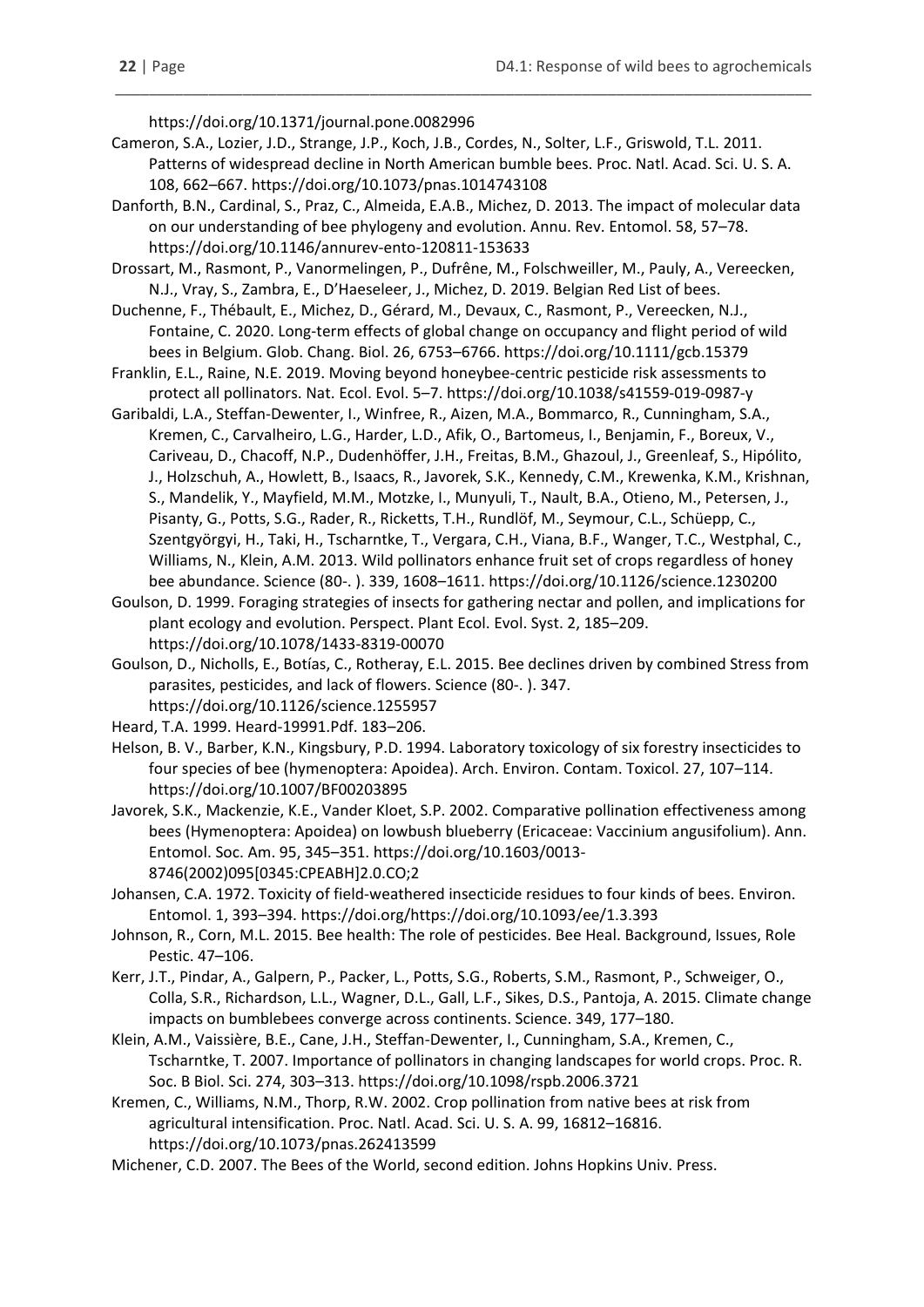https://doi.org/10.1371/journal.pone.0082996

Cameron, S.A., Lozier, J.D., Strange, J.P., Koch, J.B., Cordes, N., Solter, L.F., Griswold, T.L. 2011. Patterns of widespread decline in North American bumble bees. Proc. Natl. Acad. Sci. U. S. A. 108, 662–667. https://doi.org/10.1073/pnas.1014743108

Danforth, B.N., Cardinal, S., Praz, C., Almeida, E.A.B., Michez, D. 2013. The impact of molecular data on our understanding of bee phylogeny and evolution. Annu. Rev. Entomol. 58, 57–78. https://doi.org/10.1146/annurev-ento-120811-153633

Drossart, M., Rasmont, P., Vanormelingen, P., Dufrêne, M., Folschweiller, M., Pauly, A., Vereecken, N.J., Vray, S., Zambra, E., D'Haeseleer, J., Michez, D. 2019. Belgian Red List of bees.

Duchenne, F., Thébault, E., Michez, D., Gérard, M., Devaux, C., Rasmont, P., Vereecken, N.J., Fontaine, C. 2020. Long-term effects of global change on occupancy and flight period of wild bees in Belgium. Glob. Chang. Biol. 26, 6753–6766. https://doi.org/10.1111/gcb.15379

Franklin, E.L., Raine, N.E. 2019. Moving beyond honeybee-centric pesticide risk assessments to protect all pollinators. Nat. Ecol. Evol. 5–7. https://doi.org/10.1038/s41559-019-0987-y

Garibaldi, L.A., Steffan-Dewenter, I., Winfree, R., Aizen, M.A., Bommarco, R., Cunningham, S.A., Kremen, C., Carvalheiro, L.G., Harder, L.D., Afik, O., Bartomeus, I., Benjamin, F., Boreux, V., Cariveau, D., Chacoff, N.P., Dudenhöffer, J.H., Freitas, B.M., Ghazoul, J., Greenleaf, S., Hipólito, J., Holzschuh, A., Howlett, B., Isaacs, R., Javorek, S.K., Kennedy, C.M., Krewenka, K.M., Krishnan, S., Mandelik, Y., Mayfield, M.M., Motzke, I., Munyuli, T., Nault, B.A., Otieno, M., Petersen, J., Pisanty, G., Potts, S.G., Rader, R., Ricketts, T.H., Rundlöf, M., Seymour, C.L., Schüepp, C., Szentgyörgyi, H., Taki, H., Tscharntke, T., Vergara, C.H., Viana, B.F., Wanger, T.C., Westphal, C., Williams, N., Klein, A.M. 2013. Wild pollinators enhance fruit set of crops regardless of honey bee abundance. Science (80-. ). 339, 1608–1611. https://doi.org/10.1126/science.1230200

Goulson, D. 1999. Foraging strategies of insects for gathering nectar and pollen, and implications for plant ecology and evolution. Perspect. Plant Ecol. Evol. Syst. 2, 185–209. https://doi.org/10.1078/1433-8319-00070

Goulson, D., Nicholls, E., Botías, C., Rotheray, E.L. 2015. Bee declines driven by combined Stress from parasites, pesticides, and lack of flowers. Science (80-. ). 347. https://doi.org/10.1126/science.1255957

Heard, T.A. 1999. Heard-19991.Pdf. 183–206.

Helson, B. V., Barber, K.N., Kingsbury, P.D. 1994. Laboratory toxicology of six forestry insecticides to four species of bee (hymenoptera: Apoidea). Arch. Environ. Contam. Toxicol. 27, 107–114. https://doi.org/10.1007/BF00203895

Javorek, S.K., Mackenzie, K.E., Vander Kloet, S.P. 2002. Comparative pollination effectiveness among bees (Hymenoptera: Apoidea) on lowbush blueberry (Ericaceae: Vaccinium angusifolium). Ann. Entomol. Soc. Am. 95, 345–351. https://doi.org/10.1603/0013-8746(2002)095[0345:CPEABH]2.0.CO;2

Johansen, C.A. 1972. Toxicity of field-weathered insecticide residues to four kinds of bees. Environ. Entomol. 1, 393–394. https://doi.org/https://doi.org/10.1093/ee/1.3.393

Johnson, R., Corn, M.L. 2015. Bee health: The role of pesticides. Bee Heal. Background, Issues, Role Pestic. 47–106.

Kerr, J.T., Pindar, A., Galpern, P., Packer, L., Potts, S.G., Roberts, S.M., Rasmont, P., Schweiger, O., Colla, S.R., Richardson, L.L., Wagner, D.L., Gall, L.F., Sikes, D.S., Pantoja, A. 2015. Climate change impacts on bumblebees converge across continents. Science. 349, 177–180.

Klein, A.M., Vaissière, B.E., Cane, J.H., Steffan-Dewenter, I., Cunningham, S.A., Kremen, C., Tscharntke, T. 2007. Importance of pollinators in changing landscapes for world crops. Proc. R. Soc. B Biol. Sci. 274, 303–313. https://doi.org/10.1098/rspb.2006.3721

Kremen, C., Williams, N.M., Thorp, R.W. 2002. Crop pollination from native bees at risk from agricultural intensification. Proc. Natl. Acad. Sci. U. S. A. 99, 16812–16816. https://doi.org/10.1073/pnas.262413599

Michener, C.D. 2007. The Bees of the World, second edition. Johns Hopkins Univ. Press.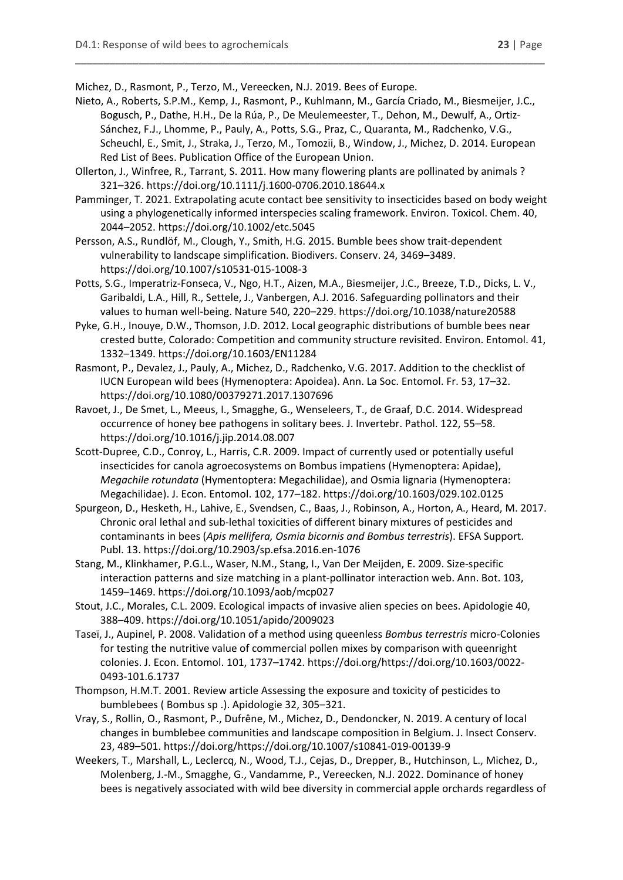Michez, D., Rasmont, P., Terzo, M., Vereecken, N.J. 2019. Bees of Europe.

Nieto, A., Roberts, S.P.M., Kemp, J., Rasmont, P., Kuhlmann, M., García Criado, M., Biesmeijer, J.C., Bogusch, P., Dathe, H.H., De la Rúa, P., De Meulemeester, T., Dehon, M., Dewulf, A., Ortiz-Sánchez, F.J., Lhomme, P., Pauly, A., Potts, S.G., Praz, C., Quaranta, M., Radchenko, V.G., Scheuchl, E., Smit, J., Straka, J., Terzo, M., Tomozii, B., Window, J., Michez, D. 2014. European Red List of Bees. Publication Office of the European Union.

Ollerton, J., Winfree, R., Tarrant, S. 2011. How many flowering plants are pollinated by animals ? 321–326. https://doi.org/10.1111/j.1600-0706.2010.18644.x

Pamminger, T. 2021. Extrapolating acute contact bee sensitivity to insecticides based on body weight using a phylogenetically informed interspecies scaling framework. Environ. Toxicol. Chem. 40, 2044–2052. https://doi.org/10.1002/etc.5045

Persson, A.S., Rundlöf, M., Clough, Y., Smith, H.G. 2015. Bumble bees show trait-dependent vulnerability to landscape simplification. Biodivers. Conserv. 24, 3469–3489. https://doi.org/10.1007/s10531-015-1008-3

Potts, S.G., Imperatriz-Fonseca, V., Ngo, H.T., Aizen, M.A., Biesmeijer, J.C., Breeze, T.D., Dicks, L. V., Garibaldi, L.A., Hill, R., Settele, J., Vanbergen, A.J. 2016. Safeguarding pollinators and their values to human well-being. Nature 540, 220–229. https://doi.org/10.1038/nature20588

Pyke, G.H., Inouye, D.W., Thomson, J.D. 2012. Local geographic distributions of bumble bees near crested butte, Colorado: Competition and community structure revisited. Environ. Entomol. 41, 1332–1349. https://doi.org/10.1603/EN11284

Rasmont, P., Devalez, J., Pauly, A., Michez, D., Radchenko, V.G. 2017. Addition to the checklist of IUCN European wild bees (Hymenoptera: Apoidea). Ann. La Soc. Entomol. Fr. 53, 17–32. https://doi.org/10.1080/00379271.2017.1307696

Ravoet, J., De Smet, L., Meeus, I., Smagghe, G., Wenseleers, T., de Graaf, D.C. 2014. Widespread occurrence of honey bee pathogens in solitary bees. J. Invertebr. Pathol. 122, 55–58. https://doi.org/10.1016/j.jip.2014.08.007

Scott-Dupree, C.D., Conroy, L., Harris, C.R. 2009. Impact of currently used or potentially useful insecticides for canola agroecosystems on Bombus impatiens (Hymenoptera: Apidae), *Megachile rotundata* (Hymentoptera: Megachilidae), and Osmia lignaria (Hymenoptera: Megachilidae). J. Econ. Entomol. 102, 177–182. https://doi.org/10.1603/029.102.0125

Spurgeon, D., Hesketh, H., Lahive, E., Svendsen, C., Baas, J., Robinson, A., Horton, A., Heard, M. 2017. Chronic oral lethal and sub-lethal toxicities of different binary mixtures of pesticides and contaminants in bees (*Apis mellifera, Osmia bicornis and Bombus terrestris*). EFSA Support. Publ. 13. https://doi.org/10.2903/sp.efsa.2016.en-1076

Stang, M., Klinkhamer, P.G.L., Waser, N.M., Stang, I., Van Der Meijden, E. 2009. Size-specific interaction patterns and size matching in a plant-pollinator interaction web. Ann. Bot. 103, 1459–1469. https://doi.org/10.1093/aob/mcp027

Stout, J.C., Morales, C.L. 2009. Ecological impacts of invasive alien species on bees. Apidologie 40, 388–409. https://doi.org/10.1051/apido/2009023

Taseï, J., Aupinel, P. 2008. Validation of a method using queenless *Bombus terrestris* micro-Colonies for testing the nutritive value of commercial pollen mixes by comparison with queenright colonies. J. Econ. Entomol. 101, 1737–1742. https://doi.org/https://doi.org/10.1603/0022-0493-101.6.1737

Thompson, H.M.T. 2001. Review article Assessing the exposure and toxicity of pesticides to bumblebees ( Bombus sp .). Apidologie 32, 305–321.

Vray, S., Rollin, O., Rasmont, P., Dufrêne, M., Michez, D., Dendoncker, N. 2019. A century of local changes in bumblebee communities and landscape composition in Belgium. J. Insect Conserv. 23, 489–501. https://doi.org/https://doi.org/10.1007/s10841-019-00139-9

Weekers, T., Marshall, L., Leclercq, N., Wood, T.J., Cejas, D., Drepper, B., Hutchinson, L., Michez, D., Molenberg, J.-M., Smagghe, G., Vandamme, P., Vereecken, N.J. 2022. Dominance of honey bees is negatively associated with wild bee diversity in commercial apple orchards regardless of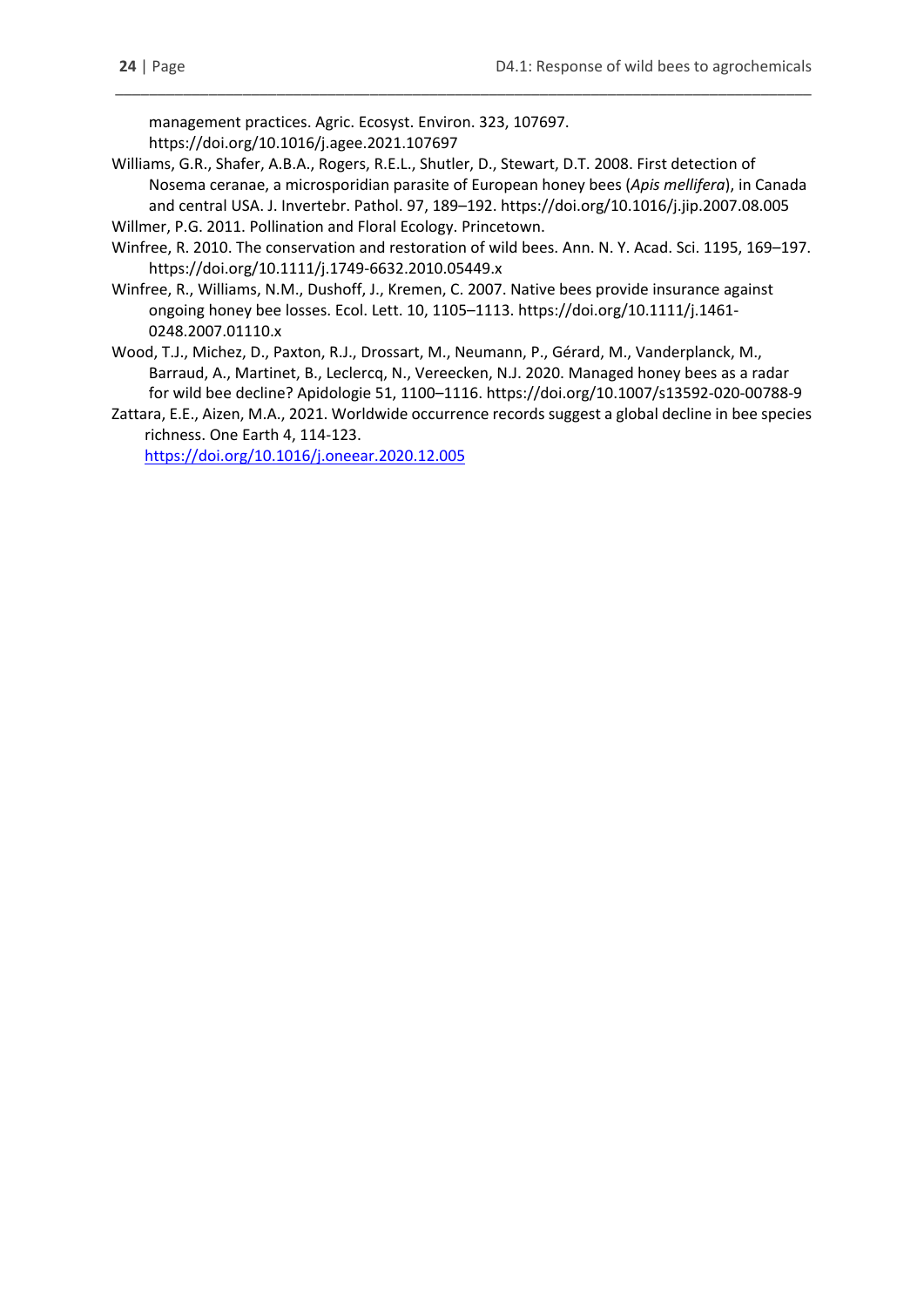management practices. Agric. Ecosyst. Environ. 323, 107697. https://doi.org/10.1016/j.agee.2021.107697

Williams, G.R., Shafer, A.B.A., Rogers, R.E.L., Shutler, D., Stewart, D.T. 2008. First detection of Nosema ceranae, a microsporidian parasite of European honey bees (*Apis mellifera*), in Canada and central USA. J. Invertebr. Pathol. 97, 189–192. https://doi.org/10.1016/j.jip.2007.08.005

Willmer, P.G. 2011. Pollination and Floral Ecology. Princetown.

Winfree, R. 2010. The conservation and restoration of wild bees. Ann. N. Y. Acad. Sci. 1195, 169–197. https://doi.org/10.1111/j.1749-6632.2010.05449.x

Winfree, R., Williams, N.M., Dushoff, J., Kremen, C. 2007. Native bees provide insurance against ongoing honey bee losses. Ecol. Lett. 10, 1105–1113. https://doi.org/10.1111/j.1461-0248.2007.01110.x

Wood, T.J., Michez, D., Paxton, R.J., Drossart, M., Neumann, P., Gérard, M., Vanderplanck, M., Barraud, A., Martinet, B., Leclercq, N., Vereecken, N.J. 2020. Managed honey bees as a radar for wild bee decline? Apidologie 51, 1100–1116. https://doi.org/10.1007/s13592-020-00788-9

Zattara, E.E., Aizen, M.A., 2021. Worldwide occurrence records suggest a global decline in bee species richness. One Earth 4, 114-123. https://doi.org/10.1016/j.oneear.2020.12.005